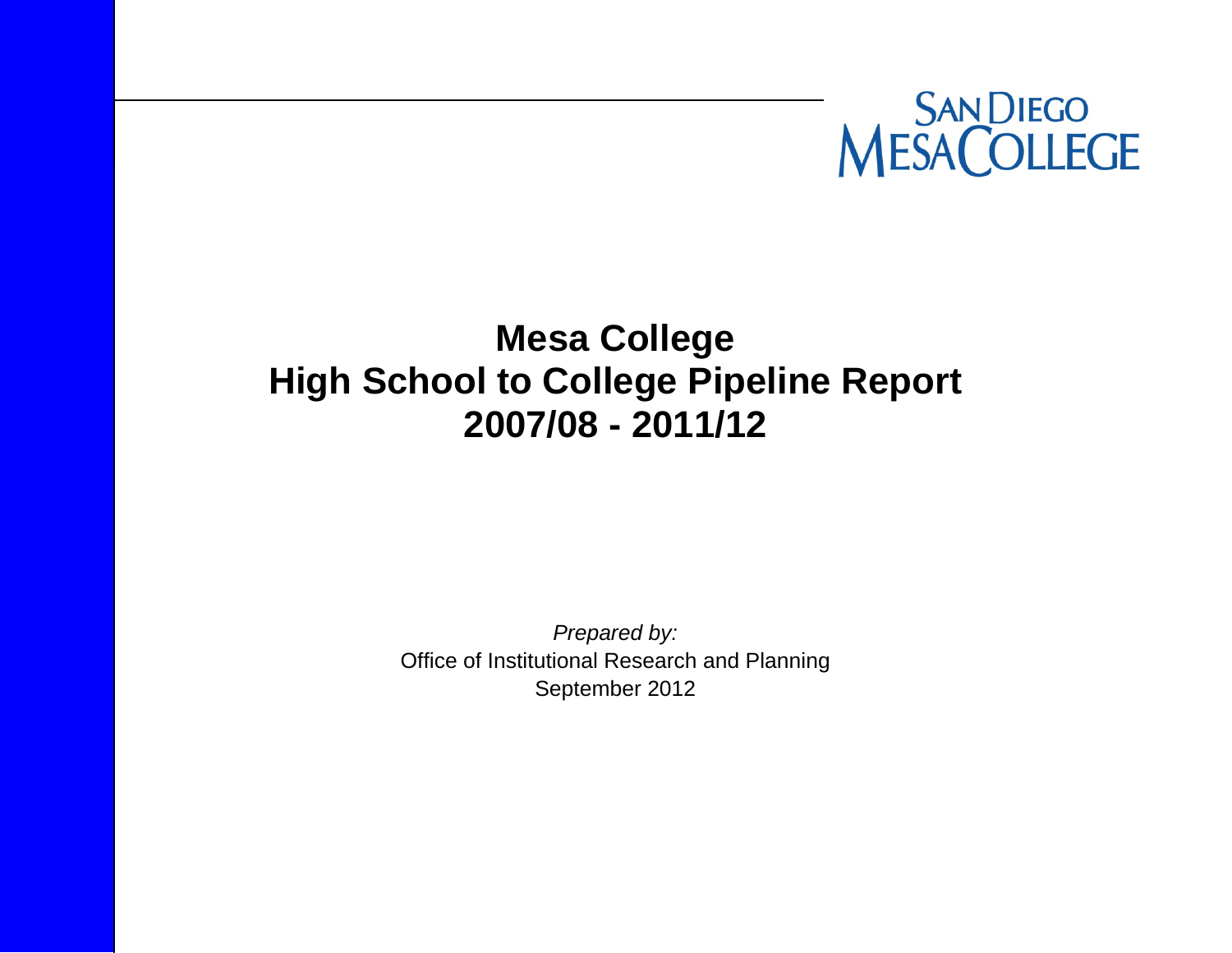SAN DIEGO MESA COLLEGE

# Mesa College
# High School to College Pipeline Report
# 2007/08 - 2011/12

*Prepared by:*
Office of Institutional Research and Planning
September 2012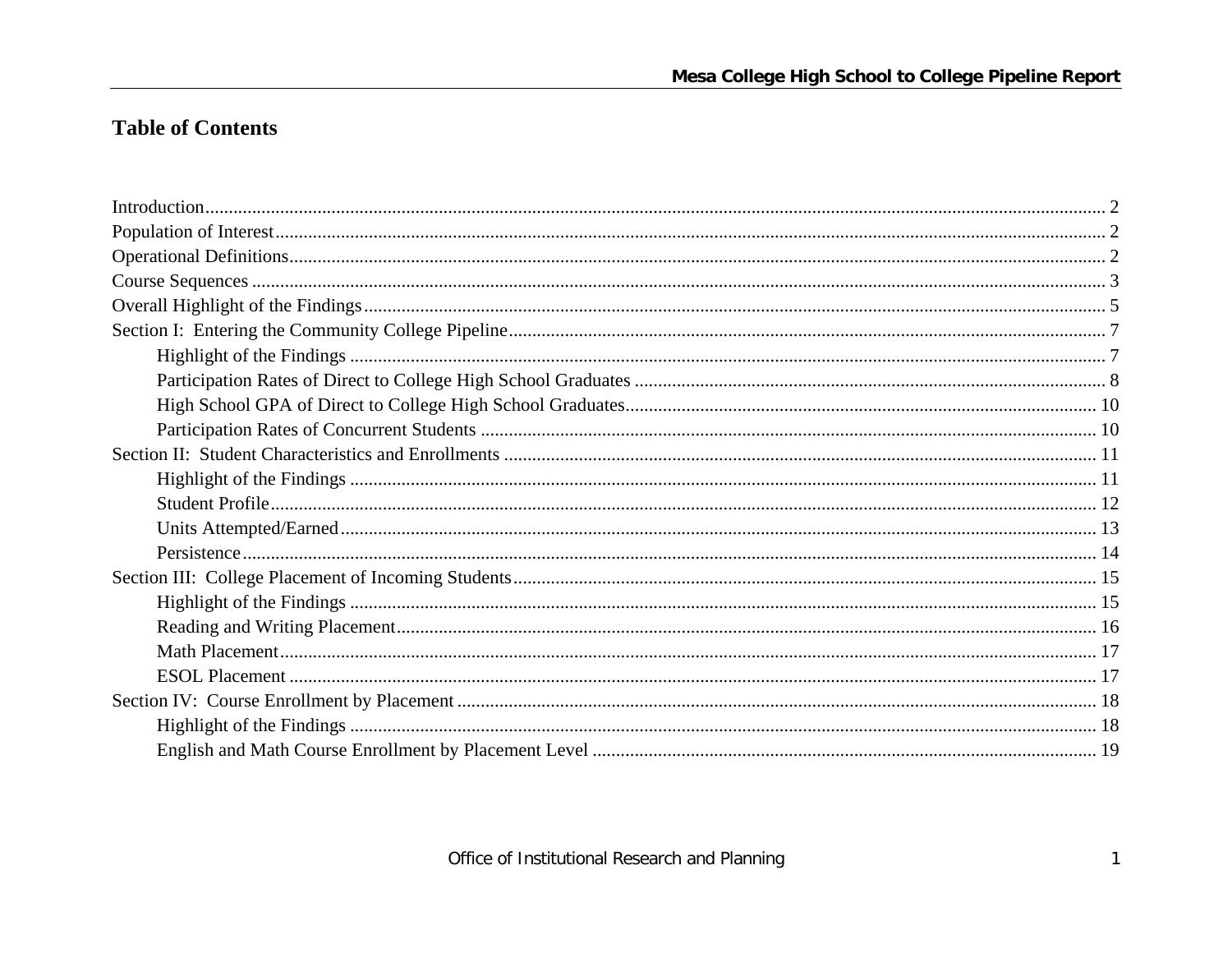# Table of Contents

Introduction ........ 2
Population of Interest ........ 2
Operational Definitions ........ 2
Course Sequences ........ 3
Overall Highlight of the Findings ........ 5
Section I: Entering the Community College Pipeline ........ 7
- Highlight of the Findings ........ 7
- Participation Rates of Direct to College High School Graduates ........ 8
- High School GPA of Direct to College High School Graduates ........ 10
- Participation Rates of Concurrent Students ........ 10

Section II: Student Characteristics and Enrollments ........ 11
- Highlight of the Findings ........ 11
- Student Profile ........ 12
- Units Attempted/Earned ........ 13
- Persistence ........ 14

Section III: College Placement of Incoming Students ........ 15
- Highlight of the Findings ........ 15
- Reading and Writing Placement ........ 16
- Math Placement ........ 17
- ESOL Placement ........ 17

Section IV: Course Enrollment by Placement ........ 18
- Highlight of the Findings ........ 18
- English and Math Course Enrollment by Placement Level ........ 19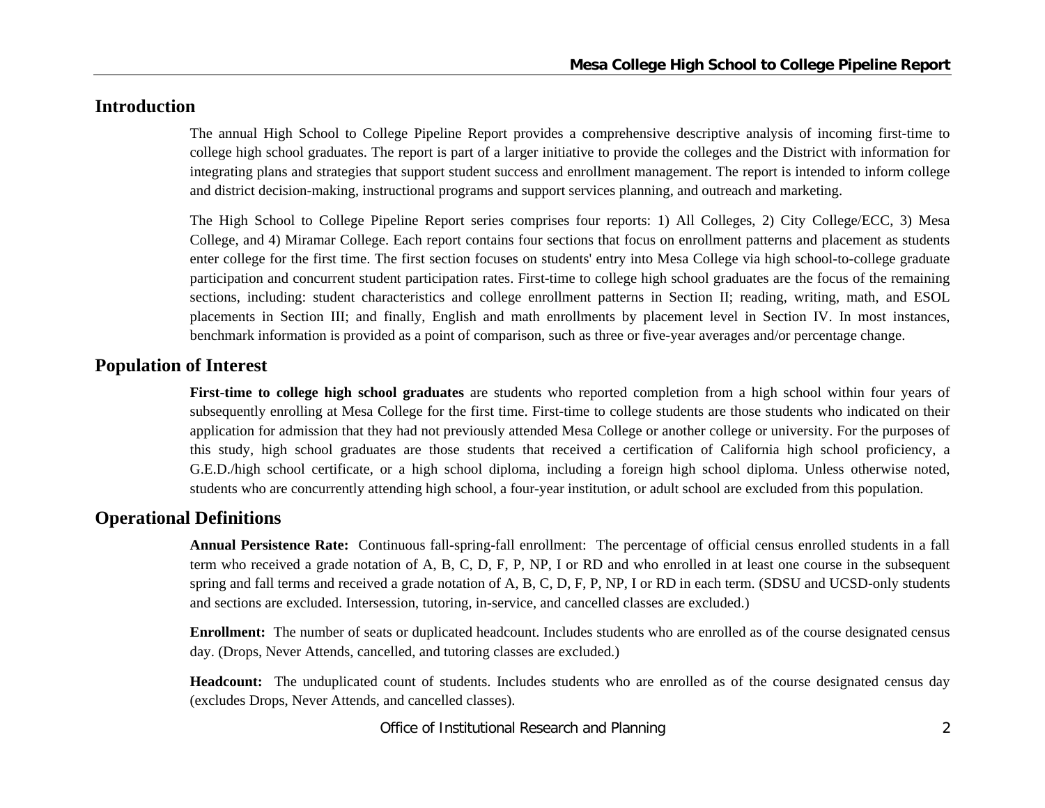## Introduction

The annual High School to College Pipeline Report provides a comprehensive descriptive analysis of incoming first-time to college high school graduates. The report is part of a larger initiative to provide the colleges and the District with information for integrating plans and strategies that support student success and enrollment management. The report is intended to inform college and district decision-making, instructional programs and support services planning, and outreach and marketing.

The High School to College Pipeline Report series comprises four reports: 1) All Colleges, 2) City College/ECC, 3) Mesa College, and 4) Miramar College. Each report contains four sections that focus on enrollment patterns and placement as students enter college for the first time. The first section focuses on students' entry into Mesa College via high school-to-college graduate participation and concurrent student participation rates. First-time to college high school graduates are the focus of the remaining sections, including: student characteristics and college enrollment patterns in Section II; reading, writing, math, and ESOL placements in Section III; and finally, English and math enrollments by placement level in Section IV. In most instances, benchmark information is provided as a point of comparison, such as three or five-year averages and/or percentage change.

## Population of Interest

**First-time to college high school graduates** are students who reported completion from a high school within four years of subsequently enrolling at Mesa College for the first time. First-time to college students are those students who indicated on their application for admission that they had not previously attended Mesa College or another college or university. For the purposes of this study, high school graduates are those students that received a certification of California high school proficiency, a G.E.D./high school certificate, or a high school diploma, including a foreign high school diploma. Unless otherwise noted, students who are concurrently attending high school, a four-year institution, or adult school are excluded from this population.

## Operational Definitions

**Annual Persistence Rate:** Continuous fall-spring-fall enrollment: The percentage of official census enrolled students in a fall term who received a grade notation of A, B, C, D, F, P, NP, I or RD and who enrolled in at least one course in the subsequent spring and fall terms and received a grade notation of A, B, C, D, F, P, NP, I or RD in each term. (SDSU and UCSD-only students and sections are excluded. Intersession, tutoring, in-service, and cancelled classes are excluded.)

**Enrollment:** The number of seats or duplicated headcount. Includes students who are enrolled as of the course designated census day. (Drops, Never Attends, cancelled, and tutoring classes are excluded.)

**Headcount:** The unduplicated count of students. Includes students who are enrolled as of the course designated census day (excludes Drops, Never Attends, and cancelled classes).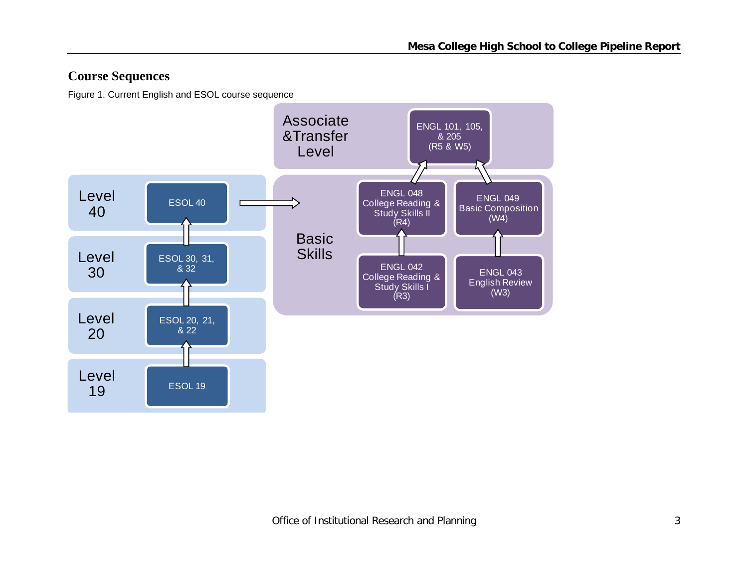## Course Sequences

Figure 1. Current English and ESOL course sequence

Associate &Transfer Level

- ENGL 101, 105, & 205 (R5 & W5)

Basic Skills

- ENGL 048 College Reading & Study Skills II (R4)
- ENGL 049 Basic Composition (W4)
- ENGL 042 College Reading & Study Skills I (R3)
- ENGL 043 English Review (W3)

Level 40

- ESOL 40

Level 30

- ESOL 30, 31, & 32

Level 20

- ESOL 20, 21, & 22

Level 19

- ESOL 19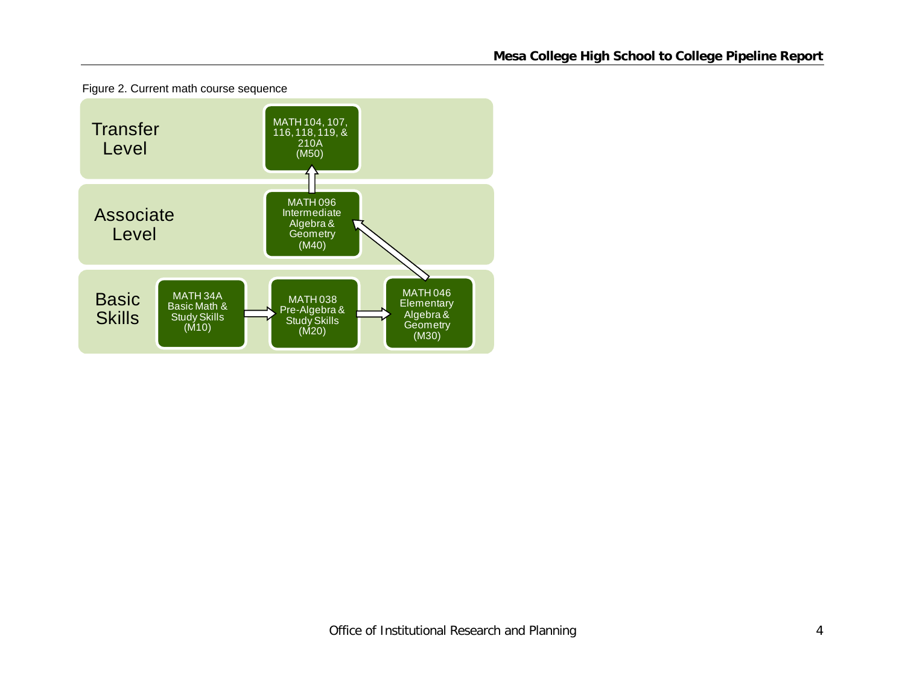Figure 2. Current math course sequence

**Transfer Level**
- MATH 104, 107, 116, 118, 119, & 210A (M50)

**Associate Level**
- MATH 096 Intermediate Algebra & Geometry (M40)

**Basic Skills**
- MATH 34A Basic Math & Study Skills (M10)
- MATH 038 Pre-Algebra & Study Skills (M20)
- MATH 046 Elementary Algebra & Geometry (M30)

Sequence: MATH 34A (M10) → MATH 038 (M20) → MATH 046 (M30) → MATH 096 (M40) → MATH 104, 107, 116, 118, 119, & 210A (M50)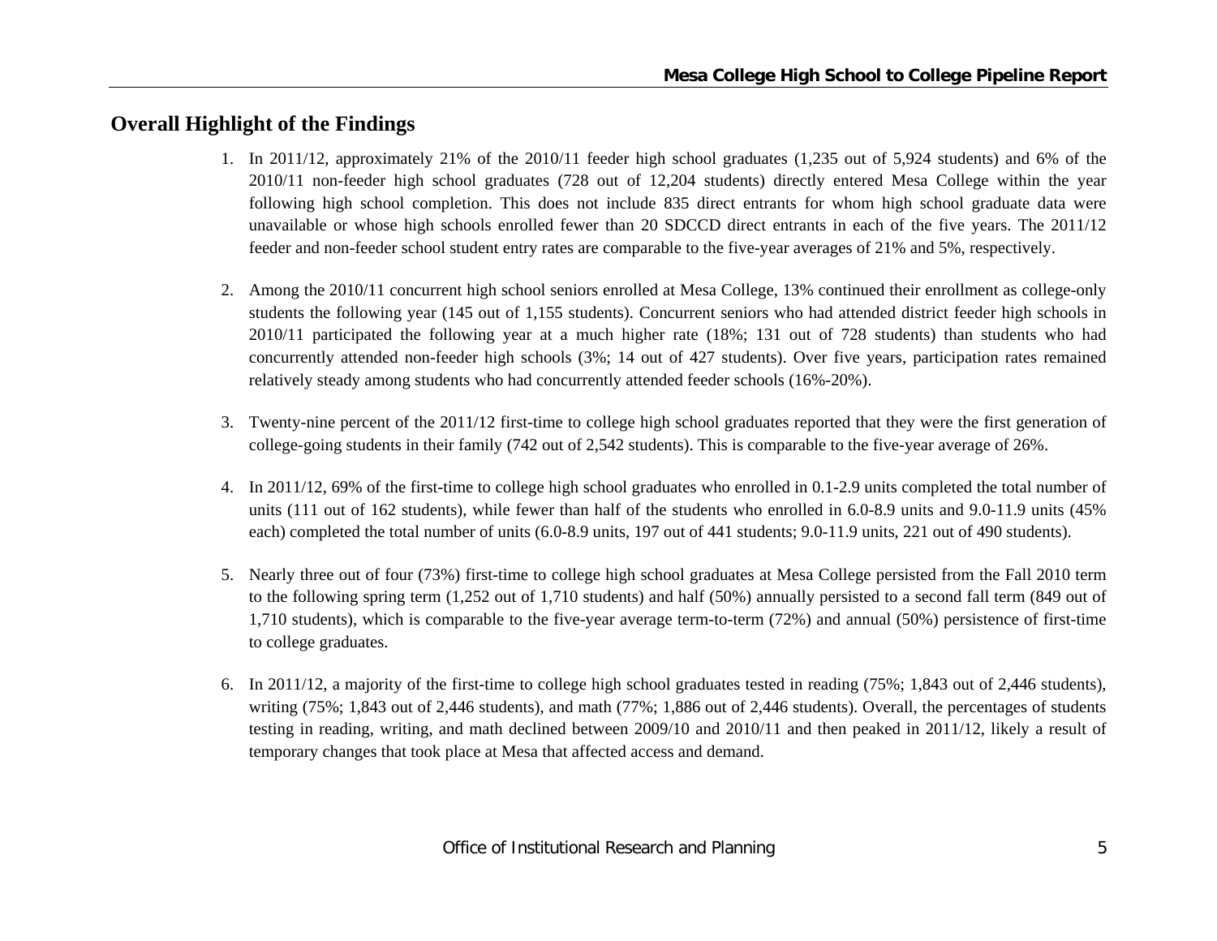## Overall Highlight of the Findings

1. In 2011/12, approximately 21% of the 2010/11 feeder high school graduates (1,235 out of 5,924 students) and 6% of the 2010/11 non-feeder high school graduates (728 out of 12,204 students) directly entered Mesa College within the year following high school completion. This does not include 835 direct entrants for whom high school graduate data were unavailable or whose high schools enrolled fewer than 20 SDCCD direct entrants in each of the five years. The 2011/12 feeder and non-feeder school student entry rates are comparable to the five-year averages of 21% and 5%, respectively.

2. Among the 2010/11 concurrent high school seniors enrolled at Mesa College, 13% continued their enrollment as college-only students the following year (145 out of 1,155 students). Concurrent seniors who had attended district feeder high schools in 2010/11 participated the following year at a much higher rate (18%; 131 out of 728 students) than students who had concurrently attended non-feeder high schools (3%; 14 out of 427 students). Over five years, participation rates remained relatively steady among students who had concurrently attended feeder schools (16%-20%).

3. Twenty-nine percent of the 2011/12 first-time to college high school graduates reported that they were the first generation of college-going students in their family (742 out of 2,542 students). This is comparable to the five-year average of 26%.

4. In 2011/12, 69% of the first-time to college high school graduates who enrolled in 0.1-2.9 units completed the total number of units (111 out of 162 students), while fewer than half of the students who enrolled in 6.0-8.9 units and 9.0-11.9 units (45% each) completed the total number of units (6.0-8.9 units, 197 out of 441 students; 9.0-11.9 units, 221 out of 490 students).

5. Nearly three out of four (73%) first-time to college high school graduates at Mesa College persisted from the Fall 2010 term to the following spring term (1,252 out of 1,710 students) and half (50%) annually persisted to a second fall term (849 out of 1,710 students), which is comparable to the five-year average term-to-term (72%) and annual (50%) persistence of first-time to college graduates.

6. In 2011/12, a majority of the first-time to college high school graduates tested in reading (75%; 1,843 out of 2,446 students), writing (75%; 1,843 out of 2,446 students), and math (77%; 1,886 out of 2,446 students). Overall, the percentages of students testing in reading, writing, and math declined between 2009/10 and 2010/11 and then peaked in 2011/12, likely a result of temporary changes that took place at Mesa that affected access and demand.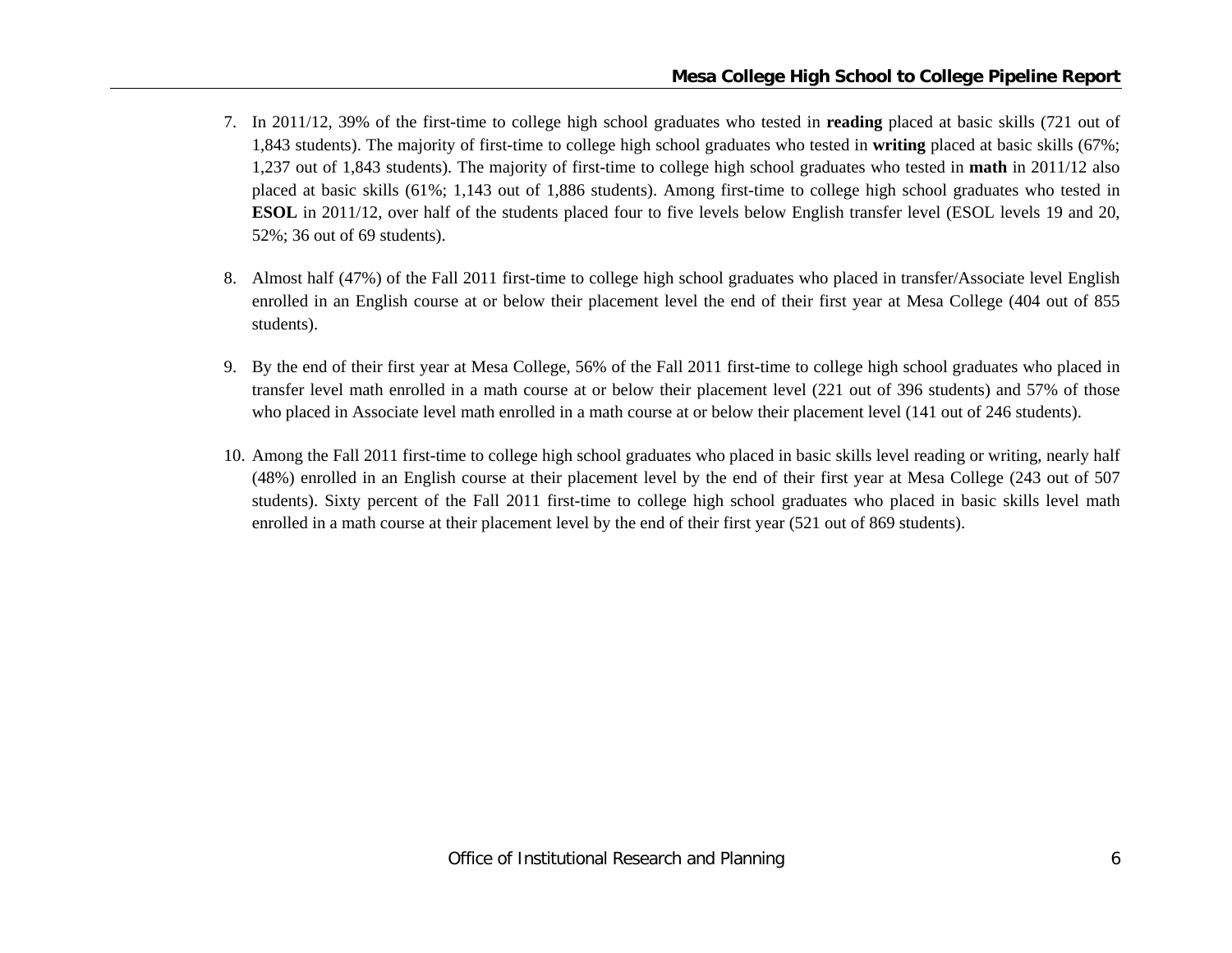7. In 2011/12, 39% of the first-time to college high school graduates who tested in **reading** placed at basic skills (721 out of 1,843 students). The majority of first-time to college high school graduates who tested in **writing** placed at basic skills (67%; 1,237 out of 1,843 students). The majority of first-time to college high school graduates who tested in **math** in 2011/12 also placed at basic skills (61%; 1,143 out of 1,886 students). Among first-time to college high school graduates who tested in **ESOL** in 2011/12, over half of the students placed four to five levels below English transfer level (ESOL levels 19 and 20, 52%; 36 out of 69 students).

8. Almost half (47%) of the Fall 2011 first-time to college high school graduates who placed in transfer/Associate level English enrolled in an English course at or below their placement level the end of their first year at Mesa College (404 out of 855 students).

9. By the end of their first year at Mesa College, 56% of the Fall 2011 first-time to college high school graduates who placed in transfer level math enrolled in a math course at or below their placement level (221 out of 396 students) and 57% of those who placed in Associate level math enrolled in a math course at or below their placement level (141 out of 246 students).

10. Among the Fall 2011 first-time to college high school graduates who placed in basic skills level reading or writing, nearly half (48%) enrolled in an English course at their placement level by the end of their first year at Mesa College (243 out of 507 students). Sixty percent of the Fall 2011 first-time to college high school graduates who placed in basic skills level math enrolled in a math course at their placement level by the end of their first year (521 out of 869 students).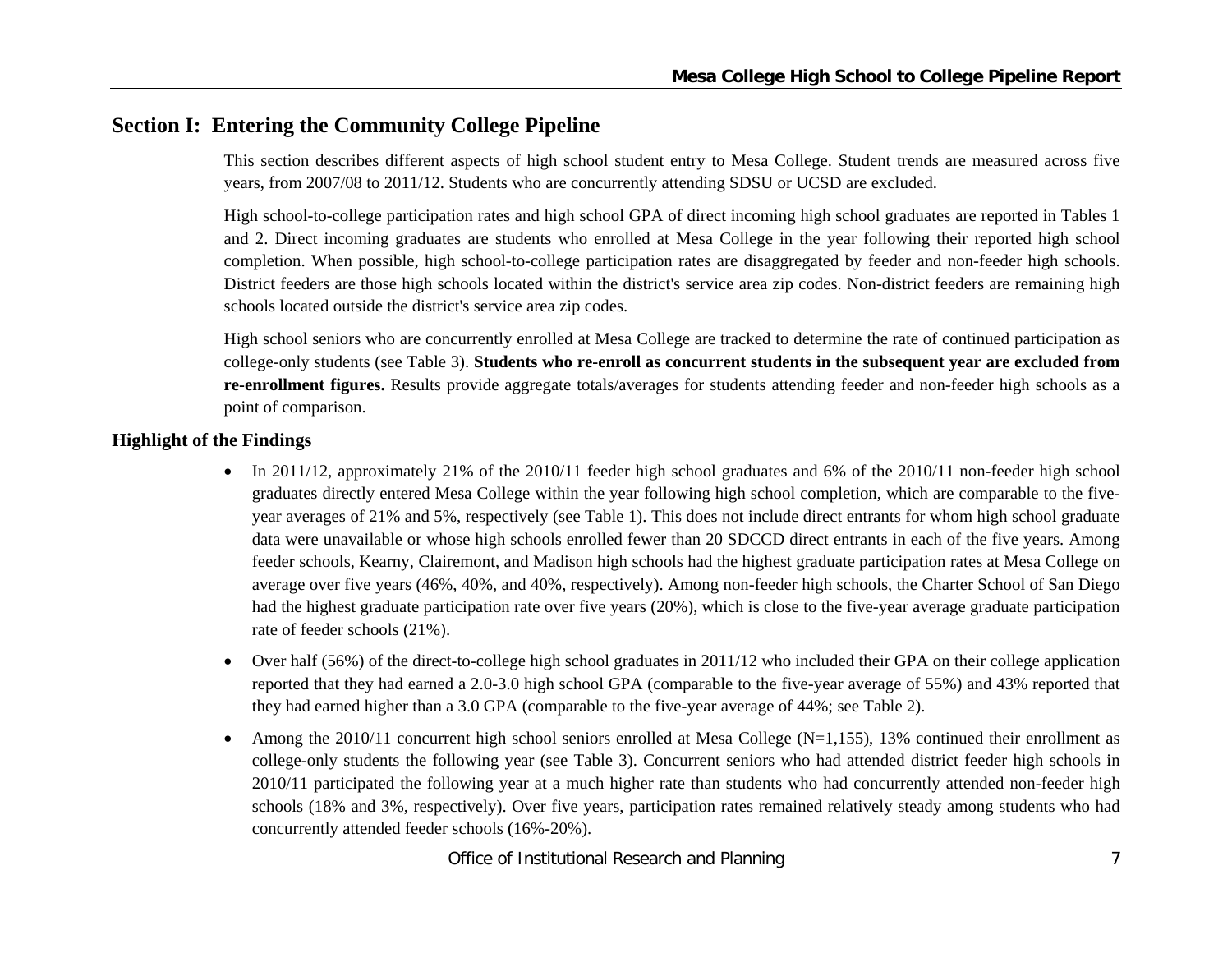# Section I: Entering the Community College Pipeline

This section describes different aspects of high school student entry to Mesa College. Student trends are measured across five years, from 2007/08 to 2011/12. Students who are concurrently attending SDSU or UCSD are excluded.

High school-to-college participation rates and high school GPA of direct incoming high school graduates are reported in Tables 1 and 2. Direct incoming graduates are students who enrolled at Mesa College in the year following their reported high school completion. When possible, high school-to-college participation rates are disaggregated by feeder and non-feeder high schools. District feeders are those high schools located within the district's service area zip codes. Non-district feeders are remaining high schools located outside the district's service area zip codes.

High school seniors who are concurrently enrolled at Mesa College are tracked to determine the rate of continued participation as college-only students (see Table 3). **Students who re-enroll as concurrent students in the subsequent year are excluded from re-enrollment figures.** Results provide aggregate totals/averages for students attending feeder and non-feeder high schools as a point of comparison.

## Highlight of the Findings

- In 2011/12, approximately 21% of the 2010/11 feeder high school graduates and 6% of the 2010/11 non-feeder high school graduates directly entered Mesa College within the year following high school completion, which are comparable to the five-year averages of 21% and 5%, respectively (see Table 1). This does not include direct entrants for whom high school graduate data were unavailable or whose high schools enrolled fewer than 20 SDCCD direct entrants in each of the five years. Among feeder schools, Kearny, Clairemont, and Madison high schools had the highest graduate participation rates at Mesa College on average over five years (46%, 40%, and 40%, respectively). Among non-feeder high schools, the Charter School of San Diego had the highest graduate participation rate over five years (20%), which is close to the five-year average graduate participation rate of feeder schools (21%).
- Over half (56%) of the direct-to-college high school graduates in 2011/12 who included their GPA on their college application reported that they had earned a 2.0-3.0 high school GPA (comparable to the five-year average of 55%) and 43% reported that they had earned higher than a 3.0 GPA (comparable to the five-year average of 44%; see Table 2).
- Among the 2010/11 concurrent high school seniors enrolled at Mesa College (N=1,155), 13% continued their enrollment as college-only students the following year (see Table 3). Concurrent seniors who had attended district feeder high schools in 2010/11 participated the following year at a much higher rate than students who had concurrently attended non-feeder high schools (18% and 3%, respectively). Over five years, participation rates remained relatively steady among students who had concurrently attended feeder schools (16%-20%).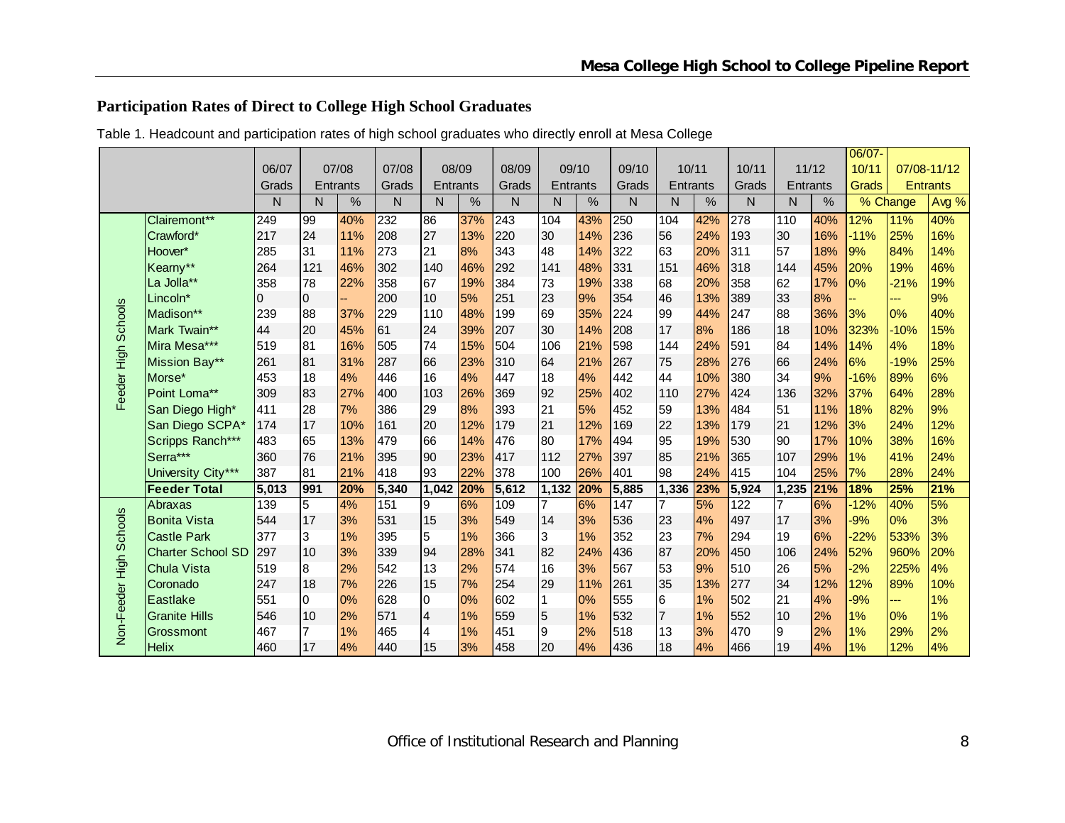## Participation Rates of Direct to College High School Graduates

Table 1. Headcount and participation rates of high school graduates who directly enroll at Mesa College

| | | 06/07 Grads | 07/08 Entrants | | 07/08 Grads | 08/09 Entrants | | 08/09 Grads | 09/10 Entrants | | 09/10 Grads | 10/11 Entrants | | 10/11 Grads | 11/12 Entrants | | 06/07-10/11 Grads | 07/08-11/12 Entrants | |
|---|---|---|---|---|---|---|---|---|---|---|---|---|---|---|---|---|---|---|---|
| | | N | N | % | N | N | % | N | N | % | N | N | % | N | N | % | % Change | | Avg % |
| Feeder High Schools | Clairemont** | 249 | 99 | 40% | 232 | 86 | 37% | 243 | 104 | 43% | 250 | 104 | 42% | 278 | 110 | 40% | 12% | 11% | 40% |
| | Crawford* | 217 | 24 | 11% | 208 | 27 | 13% | 220 | 30 | 14% | 236 | 56 | 24% | 193 | 30 | 16% | -11% | 25% | 16% |
| | Hoover* | 285 | 31 | 11% | 273 | 21 | 8% | 343 | 48 | 14% | 322 | 63 | 20% | 311 | 57 | 18% | 9% | 84% | 14% |
| | Kearny** | 264 | 121 | 46% | 302 | 140 | 46% | 292 | 141 | 48% | 331 | 151 | 46% | 318 | 144 | 45% | 20% | 19% | 46% |
| | La Jolla** | 358 | 78 | 22% | 358 | 67 | 19% | 384 | 73 | 19% | 338 | 68 | 20% | 358 | 62 | 17% | 0% | -21% | 19% |
| | Lincoln* | 0 | 0 | -- | 200 | 10 | 5% | 251 | 23 | 9% | 354 | 46 | 13% | 389 | 33 | 8% | -- | --- | 9% |
| | Madison** | 239 | 88 | 37% | 229 | 110 | 48% | 199 | 69 | 35% | 224 | 99 | 44% | 247 | 88 | 36% | 3% | 0% | 40% |
| | Mark Twain** | 44 | 20 | 45% | 61 | 24 | 39% | 207 | 30 | 14% | 208 | 17 | 8% | 186 | 18 | 10% | 323% | -10% | 15% |
| | Mira Mesa*** | 519 | 81 | 16% | 505 | 74 | 15% | 504 | 106 | 21% | 598 | 144 | 24% | 591 | 84 | 14% | 14% | 4% | 18% |
| | Mission Bay** | 261 | 81 | 31% | 287 | 66 | 23% | 310 | 64 | 21% | 267 | 75 | 28% | 276 | 66 | 24% | 6% | -19% | 25% |
| | Morse* | 453 | 18 | 4% | 446 | 16 | 4% | 447 | 18 | 4% | 442 | 44 | 10% | 380 | 34 | 9% | -16% | 89% | 6% |
| | Point Loma** | 309 | 83 | 27% | 400 | 103 | 26% | 369 | 92 | 25% | 402 | 110 | 27% | 424 | 136 | 32% | 37% | 64% | 28% |
| | San Diego High* | 411 | 28 | 7% | 386 | 29 | 8% | 393 | 21 | 5% | 452 | 59 | 13% | 484 | 51 | 11% | 18% | 82% | 9% |
| | San Diego SCPA* | 174 | 17 | 10% | 161 | 20 | 12% | 179 | 21 | 12% | 169 | 22 | 13% | 179 | 21 | 12% | 3% | 24% | 12% |
| | Scripps Ranch*** | 483 | 65 | 13% | 479 | 66 | 14% | 476 | 80 | 17% | 494 | 95 | 19% | 530 | 90 | 17% | 10% | 38% | 16% |
| | Serra*** | 360 | 76 | 21% | 395 | 90 | 23% | 417 | 112 | 27% | 397 | 85 | 21% | 365 | 107 | 29% | 1% | 41% | 24% |
| | University City*** | 387 | 81 | 21% | 418 | 93 | 22% | 378 | 100 | 26% | 401 | 98 | 24% | 415 | 104 | 25% | 7% | 28% | 24% |
| | **Feeder Total** | **5,013** | **991** | **20%** | **5,340** | **1,042** | **20%** | **5,612** | **1,132** | **20%** | **5,885** | **1,336** | **23%** | **5,924** | **1,235** | **21%** | **18%** | **25%** | **21%** |
| Non-Feeder High Schools | Abraxas | 139 | 5 | 4% | 151 | 9 | 6% | 109 | 7 | 6% | 147 | 7 | 5% | 122 | 7 | 6% | -12% | 40% | 5% |
| | Bonita Vista | 544 | 17 | 3% | 531 | 15 | 3% | 549 | 14 | 3% | 536 | 23 | 4% | 497 | 17 | 3% | -9% | 0% | 3% |
| | Castle Park | 377 | 3 | 1% | 395 | 5 | 1% | 366 | 3 | 1% | 352 | 23 | 7% | 294 | 19 | 6% | -22% | 533% | 3% |
| | Charter School SD | 297 | 10 | 3% | 339 | 94 | 28% | 341 | 82 | 24% | 436 | 87 | 20% | 450 | 106 | 24% | 52% | 960% | 20% |
| | Chula Vista | 519 | 8 | 2% | 542 | 13 | 2% | 574 | 16 | 3% | 567 | 53 | 9% | 510 | 26 | 5% | -2% | 225% | 4% |
| | Coronado | 247 | 18 | 7% | 226 | 15 | 7% | 254 | 29 | 11% | 261 | 35 | 13% | 277 | 34 | 12% | 12% | 89% | 10% |
| | Eastlake | 551 | 0 | 0% | 628 | 0 | 0% | 602 | 1 | 0% | 555 | 6 | 1% | 502 | 21 | 4% | -9% | --- | 1% |
| | Granite Hills | 546 | 10 | 2% | 571 | 4 | 1% | 559 | 5 | 1% | 532 | 7 | 1% | 552 | 10 | 2% | 1% | 0% | 1% |
| | Grossmont | 467 | 7 | 1% | 465 | 4 | 1% | 451 | 9 | 2% | 518 | 13 | 3% | 470 | 9 | 2% | 1% | 29% | 2% |
| | Helix | 460 | 17 | 4% | 440 | 15 | 3% | 458 | 20 | 4% | 436 | 18 | 4% | 466 | 19 | 4% | 1% | 12% | 4% |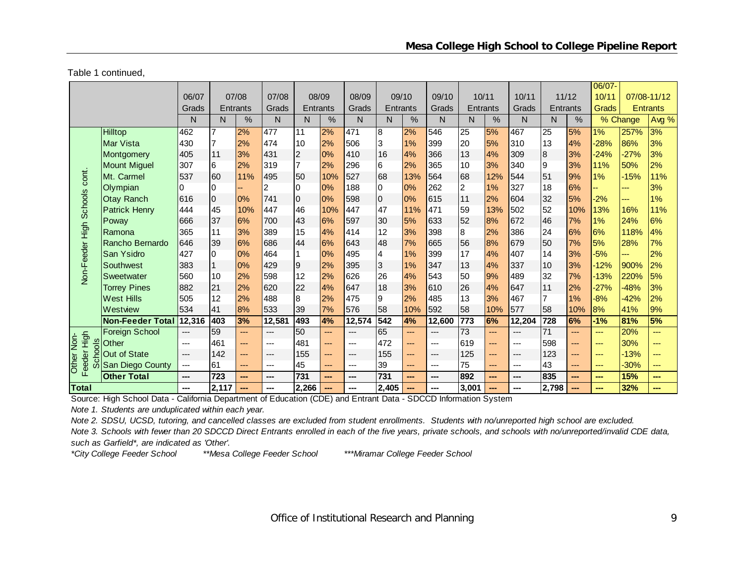Table 1 continued,

| | | 06/07 Grads | 07/08 Entrants | | 07/08 Grads | 08/09 Entrants | | 08/09 Grads | 09/10 Entrants | | 09/10 Grads | 10/11 Entrants | | 10/11 Grads | 11/12 Entrants | | 06/07-10/11 Grads | 07/08-11/12 Entrants | |
|---|---|---|---|---|---|---|---|---|---|---|---|---|---|---|---|---|---|---|---|
| | | N | N | % | N | N | % | N | N | % | N | N | % | N | N | % | % Change | | Avg % |
| Non-Feeder High Schools cont. | Hilltop | 462 | 7 | 2% | 477 | 11 | 2% | 471 | 8 | 2% | 546 | 25 | 5% | 467 | 25 | 5% | 1% | 257% | 3% |
| | Mar Vista | 430 | 7 | 2% | 474 | 10 | 2% | 506 | 3 | 1% | 399 | 20 | 5% | 310 | 13 | 4% | -28% | 86% | 3% |
| | Montgomery | 405 | 11 | 3% | 431 | 2 | 0% | 410 | 16 | 4% | 366 | 13 | 4% | 309 | 8 | 3% | -24% | -27% | 3% |
| | Mount Miguel | 307 | 6 | 2% | 319 | 7 | 2% | 296 | 6 | 2% | 365 | 10 | 3% | 340 | 9 | 3% | 11% | 50% | 2% |
| | Mt. Carmel | 537 | 60 | 11% | 495 | 50 | 10% | 527 | 68 | 13% | 564 | 68 | 12% | 544 | 51 | 9% | 1% | -15% | 11% |
| | Olympian | 0 | 0 | -- | 2 | 0 | 0% | 188 | 0 | 0% | 262 | 2 | 1% | 327 | 18 | 6% | -- | --- | 3% |
| | Otay Ranch | 616 | 0 | 0% | 741 | 0 | 0% | 598 | 0 | 0% | 615 | 11 | 2% | 604 | 32 | 5% | -2% | --- | 1% |
| | Patrick Henry | 444 | 45 | 10% | 447 | 46 | 10% | 447 | 47 | 11% | 471 | 59 | 13% | 502 | 52 | 10% | 13% | 16% | 11% |
| | Poway | 666 | 37 | 6% | 700 | 43 | 6% | 597 | 30 | 5% | 633 | 52 | 8% | 672 | 46 | 7% | 1% | 24% | 6% |
| | Ramona | 365 | 11 | 3% | 389 | 15 | 4% | 414 | 12 | 3% | 398 | 8 | 2% | 386 | 24 | 6% | 6% | 118% | 4% |
| | Rancho Bernardo | 646 | 39 | 6% | 686 | 44 | 6% | 643 | 48 | 7% | 665 | 56 | 8% | 679 | 50 | 7% | 5% | 28% | 7% |
| | San Ysidro | 427 | 0 | 0% | 464 | 1 | 0% | 495 | 4 | 1% | 399 | 17 | 4% | 407 | 14 | 3% | -5% | --- | 2% |
| | Southwest | 383 | 1 | 0% | 429 | 9 | 2% | 395 | 3 | 1% | 347 | 13 | 4% | 337 | 10 | 3% | -12% | 900% | 2% |
| | Sweetwater | 560 | 10 | 2% | 598 | 12 | 2% | 626 | 26 | 4% | 543 | 50 | 9% | 489 | 32 | 7% | -13% | 220% | 5% |
| | Torrey Pines | 882 | 21 | 2% | 620 | 22 | 4% | 647 | 18 | 3% | 610 | 26 | 4% | 647 | 11 | 2% | -27% | -48% | 3% |
| | West Hills | 505 | 12 | 2% | 488 | 8 | 2% | 475 | 9 | 2% | 485 | 13 | 3% | 467 | 7 | 1% | -8% | -42% | 2% |
| | Westview | 534 | 41 | 8% | 533 | 39 | 7% | 576 | 58 | 10% | 592 | 58 | 10% | 577 | 58 | 10% | 8% | 41% | 9% |
| | **Non-Feeder Total** | **12,316** | **403** | **3%** | **12,581** | **493** | **4%** | **12,574** | **542** | **4%** | **12,600** | **773** | **6%** | **12,204** | **728** | **6%** | **-1%** | **81%** | **5%** |
| Other Non-Feeder High Schools | Foreign School | --- | 59 | --- | --- | 50 | --- | --- | 65 | --- | --- | 73 | --- | --- | 71 | --- | --- | 20% | --- |
| | Other | --- | 461 | --- | --- | 481 | --- | --- | 472 | --- | --- | 619 | --- | --- | 598 | --- | --- | 30% | --- |
| | Out of State | --- | 142 | --- | --- | 155 | --- | --- | 155 | --- | --- | 125 | --- | --- | 123 | --- | --- | -13% | --- |
| | San Diego County | --- | 61 | --- | --- | 45 | --- | --- | 39 | --- | --- | 75 | --- | --- | 43 | --- | --- | -30% | --- |
| | **Other Total** | **---** | **723** | **---** | **---** | **731** | **---** | **---** | **731** | **---** | **---** | **892** | **---** | **---** | **835** | **---** | **---** | **15%** | **---** |
| **Total** | | **---** | **2,117** | **---** | **---** | **2,266** | **---** | **---** | **2,405** | **---** | **---** | **3,001** | **---** | **---** | **2,798** | **---** | **---** | **32%** | **---** |

Source: High School Data - California Department of Education (CDE) and Entrant Data - SDCCD Information System

*Note 1. Students are unduplicated within each year.*

*Note 2. SDSU, UCSD, tutoring, and cancelled classes are excluded from student enrollments. Students with no/unreported high school are excluded.*

*Note 3. Schools with fewer than 20 SDCCD Direct Entrants enrolled in each of the five years, private schools, and schools with no/unreported/invalid CDE data, such as Garfield*, are indicated as 'Other'.*

*\*City College Feeder School &nbsp;&nbsp;&nbsp; \*\*Mesa College Feeder School &nbsp;&nbsp;&nbsp; \*\*\*Miramar College Feeder School*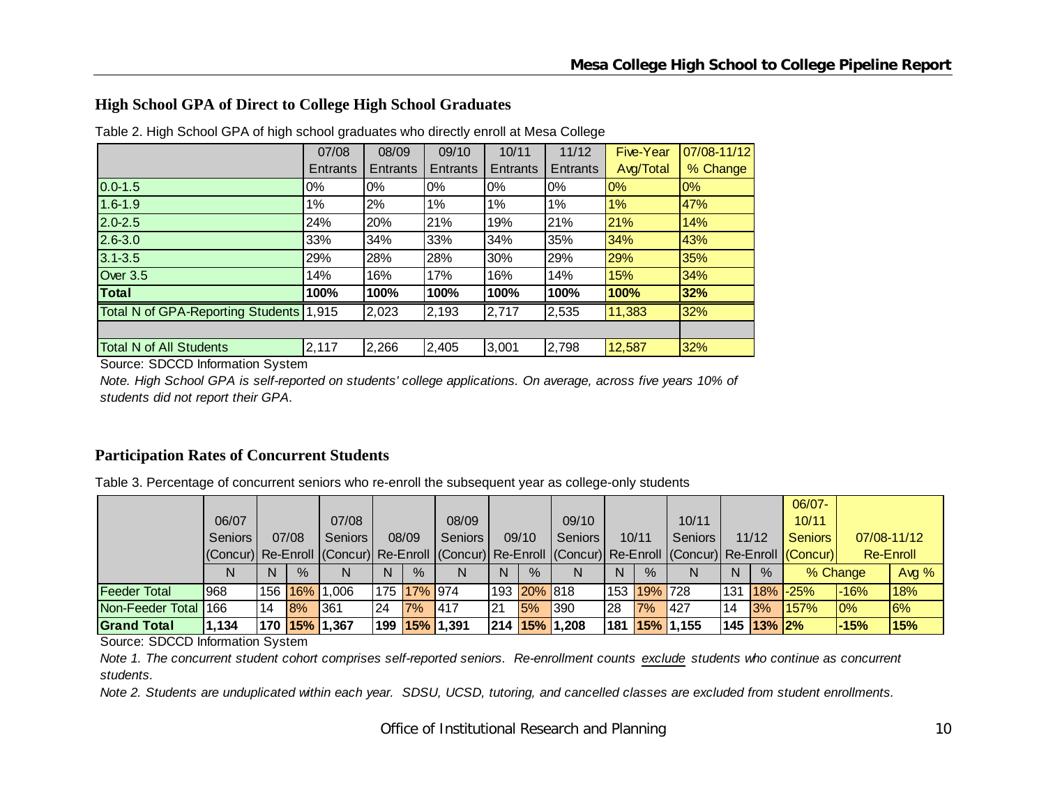## High School GPA of Direct to College High School Graduates

Table 2. High School GPA of high school graduates who directly enroll at Mesa College

| | 07/08 Entrants | 08/09 Entrants | 09/10 Entrants | 10/11 Entrants | 11/12 Entrants | Five-Year Avg/Total | 07/08-11/12 % Change |
|---|---|---|---|---|---|---|---|
| 0.0-1.5 | 0% | 0% | 0% | 0% | 0% | 0% | 0% |
| 1.6-1.9 | 1% | 2% | 1% | 1% | 1% | 1% | 47% |
| 2.0-2.5 | 24% | 20% | 21% | 19% | 21% | 21% | 14% |
| 2.6-3.0 | 33% | 34% | 33% | 34% | 35% | 34% | 43% |
| 3.1-3.5 | 29% | 28% | 28% | 30% | 29% | 29% | 35% |
| Over 3.5 | 14% | 16% | 17% | 16% | 14% | 15% | 34% |
| **Total** | **100%** | **100%** | **100%** | **100%** | **100%** | **100%** | **32%** |
| Total N of GPA-Reporting Students | 1,915 | 2,023 | 2,193 | 2,717 | 2,535 | 11,383 | 32% |
| | | | | | | | |
| Total N of All Students | 2,117 | 2,266 | 2,405 | 3,001 | 2,798 | 12,587 | 32% |

Source: SDCCD Information System

*Note. High School GPA is self-reported on students' college applications. On average, across five years 10% of students did not report their GPA.*

## Participation Rates of Concurrent Students

Table 3. Percentage of concurrent seniors who re-enroll the subsequent year as college-only students

| | 06/07 Seniors (Concur) | 07/08 Re-Enroll | | 07/08 Seniors (Concur) | 08/09 Re-Enroll | | 08/09 Seniors (Concur) | 09/10 Re-Enroll | | 09/10 Seniors (Concur) | 10/11 Re-Enroll | | 10/11 Seniors (Concur) | 11/12 Re-Enroll | | 06/07-10/11 Seniors (Concur) | 07/08-11/12 Re-Enroll | |
|---|---|---|---|---|---|---|---|---|---|---|---|---|---|---|---|---|---|---|
| | N | N | % | N | N | % | N | N | % | N | N | % | N | N | % | % Change | | Avg % |
| Feeder Total | 968 | 156 | 16% | 1,006 | 175 | 17% | 974 | 193 | 20% | 818 | 153 | 19% | 728 | 131 | 18% | -25% | -16% | 18% |
| Non-Feeder Total | 166 | 14 | 8% | 361 | 24 | 7% | 417 | 21 | 5% | 390 | 28 | 7% | 427 | 14 | 3% | 157% | 0% | 6% |
| **Grand Total** | **1,134** | **170** | **15%** | **1,367** | **199** | **15%** | **1,391** | **214** | **15%** | **1,208** | **181** | **15%** | **1,155** | **145** | **13%** | **2%** | **-15%** | **15%** |

Source: SDCCD Information System

*Note 1. The concurrent student cohort comprises self-reported seniors. Re-enrollment counts exclude students who continue as concurrent students.*

*Note 2. Students are unduplicated within each year. SDSU, UCSD, tutoring, and cancelled classes are excluded from student enrollments.*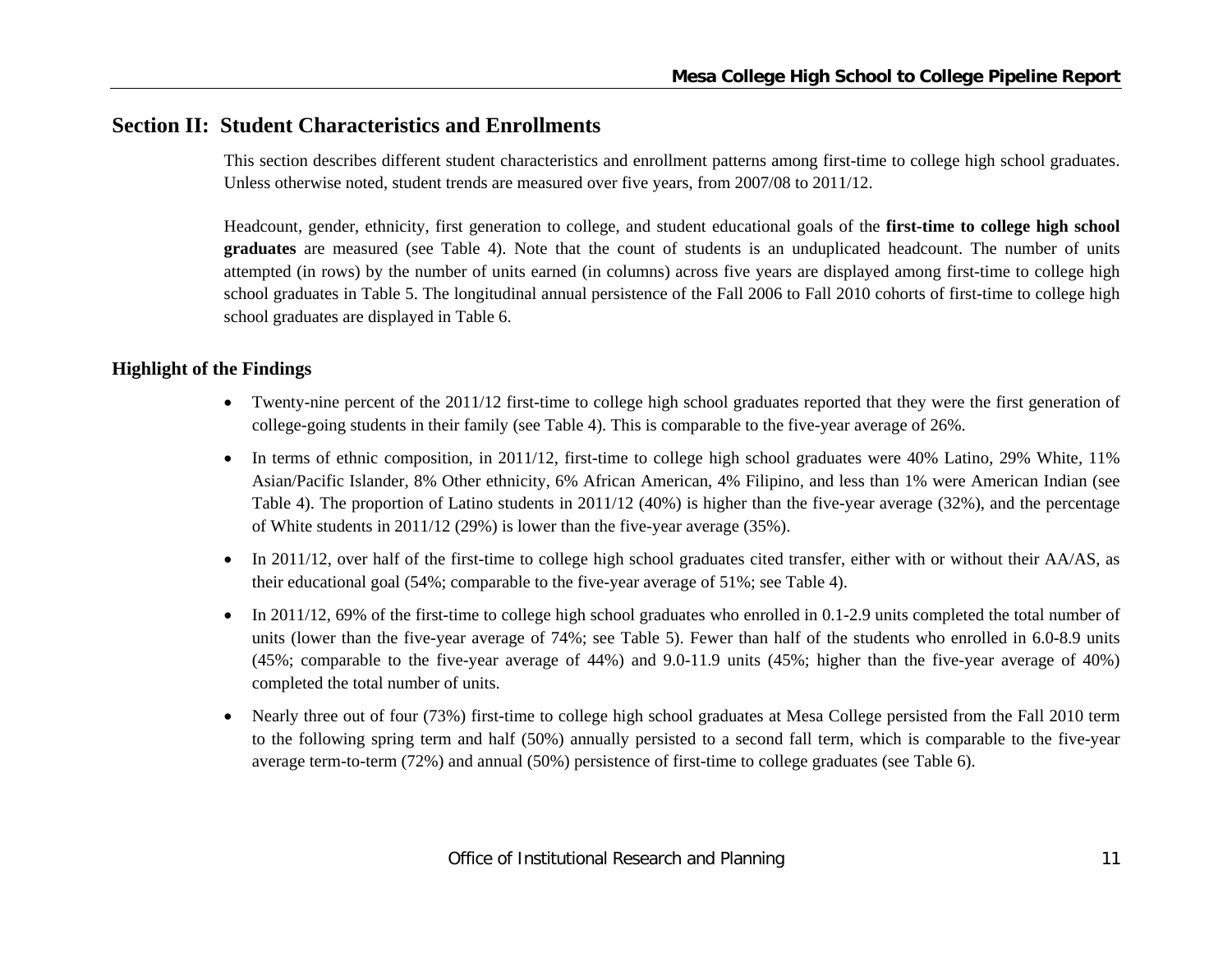## Section II: Student Characteristics and Enrollments

This section describes different student characteristics and enrollment patterns among first-time to college high school graduates. Unless otherwise noted, student trends are measured over five years, from 2007/08 to 2011/12.

Headcount, gender, ethnicity, first generation to college, and student educational goals of the **first-time to college high school graduates** are measured (see Table 4). Note that the count of students is an unduplicated headcount. The number of units attempted (in rows) by the number of units earned (in columns) across five years are displayed among first-time to college high school graduates in Table 5. The longitudinal annual persistence of the Fall 2006 to Fall 2010 cohorts of first-time to college high school graduates are displayed in Table 6.

### Highlight of the Findings

- Twenty-nine percent of the 2011/12 first-time to college high school graduates reported that they were the first generation of college-going students in their family (see Table 4). This is comparable to the five-year average of 26%.
- In terms of ethnic composition, in 2011/12, first-time to college high school graduates were 40% Latino, 29% White, 11% Asian/Pacific Islander, 8% Other ethnicity, 6% African American, 4% Filipino, and less than 1% were American Indian (see Table 4). The proportion of Latino students in 2011/12 (40%) is higher than the five-year average (32%), and the percentage of White students in 2011/12 (29%) is lower than the five-year average (35%).
- In 2011/12, over half of the first-time to college high school graduates cited transfer, either with or without their AA/AS, as their educational goal (54%; comparable to the five-year average of 51%; see Table 4).
- In 2011/12, 69% of the first-time to college high school graduates who enrolled in 0.1-2.9 units completed the total number of units (lower than the five-year average of 74%; see Table 5). Fewer than half of the students who enrolled in 6.0-8.9 units (45%; comparable to the five-year average of 44%) and 9.0-11.9 units (45%; higher than the five-year average of 40%) completed the total number of units.
- Nearly three out of four (73%) first-time to college high school graduates at Mesa College persisted from the Fall 2010 term to the following spring term and half (50%) annually persisted to a second fall term, which is comparable to the five-year average term-to-term (72%) and annual (50%) persistence of first-time to college graduates (see Table 6).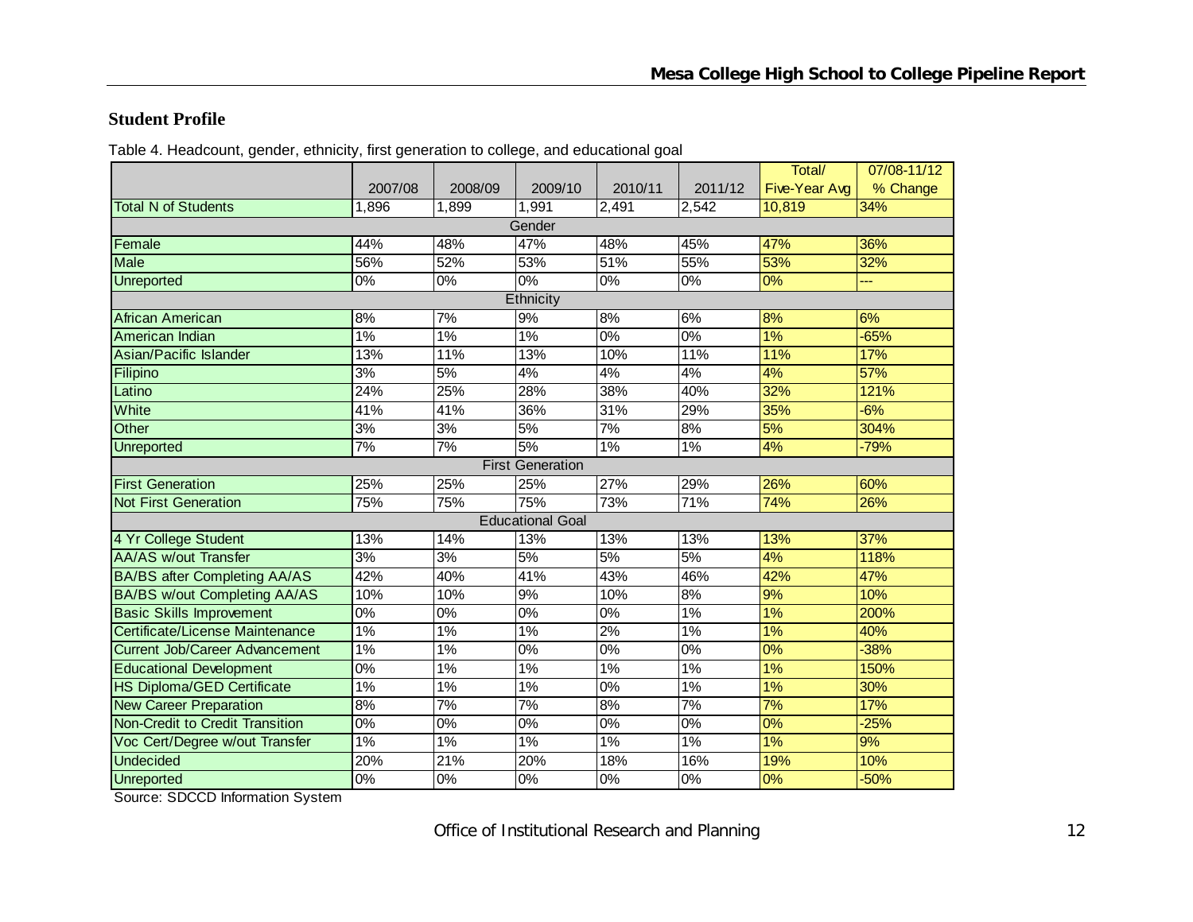## Student Profile

Table 4. Headcount, gender, ethnicity, first generation to college, and educational goal

| | 2007/08 | 2008/09 | 2009/10 | 2010/11 | 2011/12 | Total/ Five-Year Avg | 07/08-11/12 % Change |
|---|---|---|---|---|---|---|---|
| Total N of Students | 1,896 | 1,899 | 1,991 | 2,491 | 2,542 | 10,819 | 34% |
| **Gender** | | | | | | | |
| Female | 44% | 48% | 47% | 48% | 45% | 47% | 36% |
| Male | 56% | 52% | 53% | 51% | 55% | 53% | 32% |
| Unreported | 0% | 0% | 0% | 0% | 0% | 0% | --- |
| **Ethnicity** | | | | | | | |
| African American | 8% | 7% | 9% | 8% | 6% | 8% | 6% |
| American Indian | 1% | 1% | 1% | 0% | 0% | 1% | -65% |
| Asian/Pacific Islander | 13% | 11% | 13% | 10% | 11% | 11% | 17% |
| Filipino | 3% | 5% | 4% | 4% | 4% | 4% | 57% |
| Latino | 24% | 25% | 28% | 38% | 40% | 32% | 121% |
| White | 41% | 41% | 36% | 31% | 29% | 35% | -6% |
| Other | 3% | 3% | 5% | 7% | 8% | 5% | 304% |
| Unreported | 7% | 7% | 5% | 1% | 1% | 4% | -79% |
| **First Generation** | | | | | | | |
| First Generation | 25% | 25% | 25% | 27% | 29% | 26% | 60% |
| Not First Generation | 75% | 75% | 75% | 73% | 71% | 74% | 26% |
| **Educational Goal** | | | | | | | |
| 4 Yr College Student | 13% | 14% | 13% | 13% | 13% | 13% | 37% |
| AA/AS w/out Transfer | 3% | 3% | 5% | 5% | 5% | 4% | 118% |
| BA/BS after Completing AA/AS | 42% | 40% | 41% | 43% | 46% | 42% | 47% |
| BA/BS w/out Completing AA/AS | 10% | 10% | 9% | 10% | 8% | 9% | 10% |
| Basic Skills Improvement | 0% | 0% | 0% | 0% | 1% | 1% | 200% |
| Certificate/License Maintenance | 1% | 1% | 1% | 2% | 1% | 1% | 40% |
| Current Job/Career Advancement | 1% | 1% | 0% | 0% | 0% | 0% | -38% |
| Educational Development | 0% | 1% | 1% | 1% | 1% | 1% | 150% |
| HS Diploma/GED Certificate | 1% | 1% | 1% | 0% | 1% | 1% | 30% |
| New Career Preparation | 8% | 7% | 7% | 8% | 7% | 7% | 17% |
| Non-Credit to Credit Transition | 0% | 0% | 0% | 0% | 0% | 0% | -25% |
| Voc Cert/Degree w/out Transfer | 1% | 1% | 1% | 1% | 1% | 1% | 9% |
| Undecided | 20% | 21% | 20% | 18% | 16% | 19% | 10% |
| Unreported | 0% | 0% | 0% | 0% | 0% | 0% | -50% |

Source: SDCCD Information System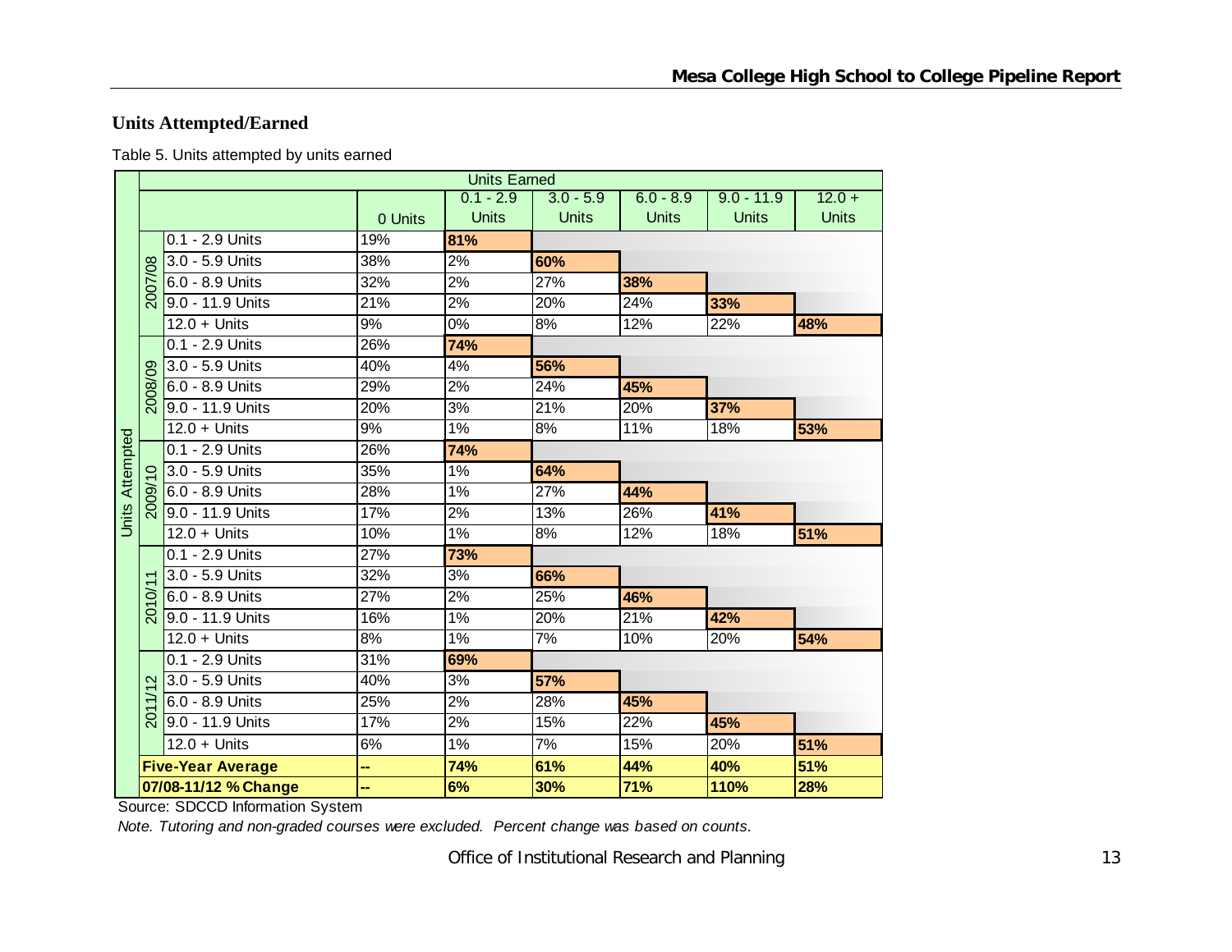### Units Attempted/Earned

Table 5. Units attempted by units earned

| | | | Units Earned | | | | | |
|---|---|---|---|---|---|---|---|---|
| | | | 0 Units | 0.1 - 2.9 Units | 3.0 - 5.9 Units | 6.0 - 8.9 Units | 9.0 - 11.9 Units | 12.0 + Units |
| Units Attempted | 2007/08 | 0.1 - 2.9 Units | 19% | **81%** | | | | |
| | | 3.0 - 5.9 Units | 38% | 2% | **60%** | | | |
| | | 6.0 - 8.9 Units | 32% | 2% | 27% | **38%** | | |
| | | 9.0 - 11.9 Units | 21% | 2% | 20% | 24% | **33%** | |
| | | 12.0 + Units | 9% | 0% | 8% | 12% | 22% | **48%** |
| | 2008/09 | 0.1 - 2.9 Units | 26% | **74%** | | | | |
| | | 3.0 - 5.9 Units | 40% | 4% | **56%** | | | |
| | | 6.0 - 8.9 Units | 29% | 2% | 24% | **45%** | | |
| | | 9.0 - 11.9 Units | 20% | 3% | 21% | 20% | **37%** | |
| | | 12.0 + Units | 9% | 1% | 8% | 11% | 18% | **53%** |
| | 2009/10 | 0.1 - 2.9 Units | 26% | **74%** | | | | |
| | | 3.0 - 5.9 Units | 35% | 1% | **64%** | | | |
| | | 6.0 - 8.9 Units | 28% | 1% | 27% | **44%** | | |
| | | 9.0 - 11.9 Units | 17% | 2% | 13% | 26% | **41%** | |
| | | 12.0 + Units | 10% | 1% | 8% | 12% | 18% | **51%** |
| | 2010/11 | 0.1 - 2.9 Units | 27% | **73%** | | | | |
| | | 3.0 - 5.9 Units | 32% | 3% | **66%** | | | |
| | | 6.0 - 8.9 Units | 27% | 2% | 25% | **46%** | | |
| | | 9.0 - 11.9 Units | 16% | 1% | 20% | 21% | **42%** | |
| | | 12.0 + Units | 8% | 1% | 7% | 10% | 20% | **54%** |
| | 2011/12 | 0.1 - 2.9 Units | 31% | **69%** | | | | |
| | | 3.0 - 5.9 Units | 40% | 3% | **57%** | | | |
| | | 6.0 - 8.9 Units | 25% | 2% | 28% | **45%** | | |
| | | 9.0 - 11.9 Units | 17% | 2% | 15% | 22% | **45%** | |
| | | 12.0 + Units | 6% | 1% | 7% | 15% | 20% | **51%** |
| | **Five-Year Average** | | **--** | **74%** | **61%** | **44%** | **40%** | **51%** |
| | **07/08-11/12 % Change** | | **--** | **6%** | **30%** | **71%** | **110%** | **28%** |

Source: SDCCD Information System

*Note. Tutoring and non-graded courses were excluded. Percent change was based on counts.*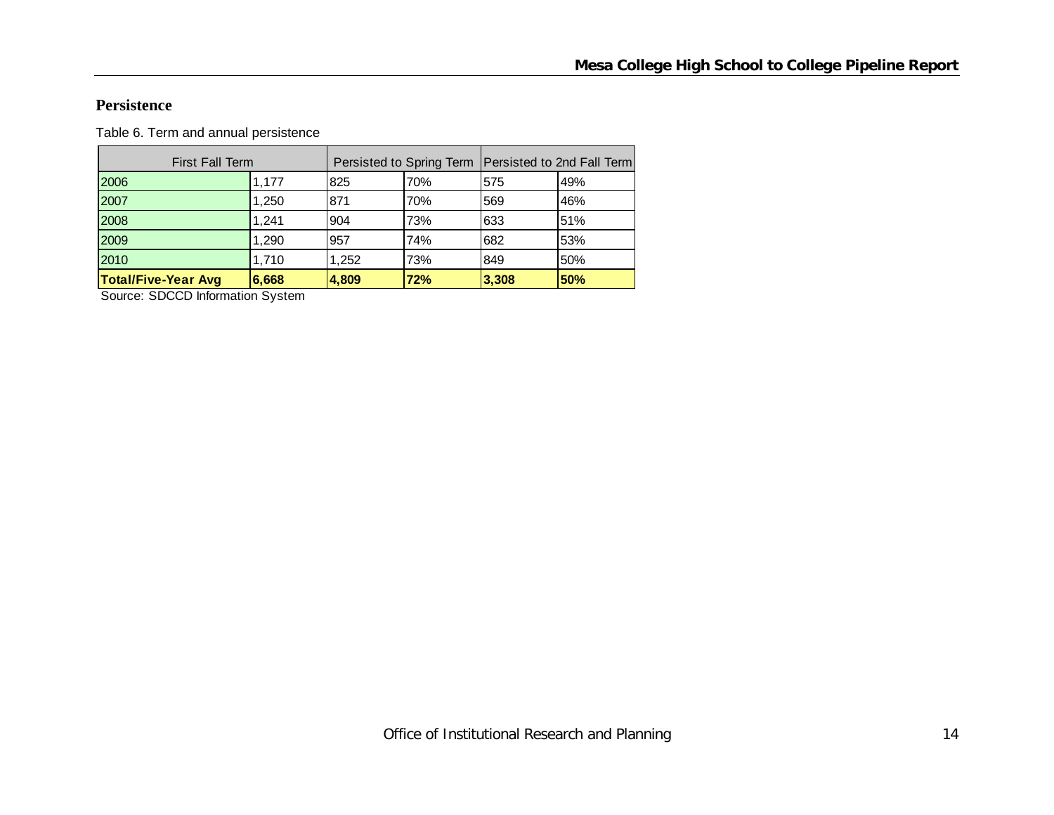## Persistence

Table 6. Term and annual persistence

| First Fall Term | | Persisted to Spring Term | | Persisted to 2nd Fall Term | |
|---|---|---|---|---|---|
| 2006 | 1,177 | 825 | 70% | 575 | 49% |
| 2007 | 1,250 | 871 | 70% | 569 | 46% |
| 2008 | 1,241 | 904 | 73% | 633 | 51% |
| 2009 | 1,290 | 957 | 74% | 682 | 53% |
| 2010 | 1,710 | 1,252 | 73% | 849 | 50% |
| **Total/Five-Year Avg** | **6,668** | **4,809** | **72%** | **3,308** | **50%** |

Source: SDCCD Information System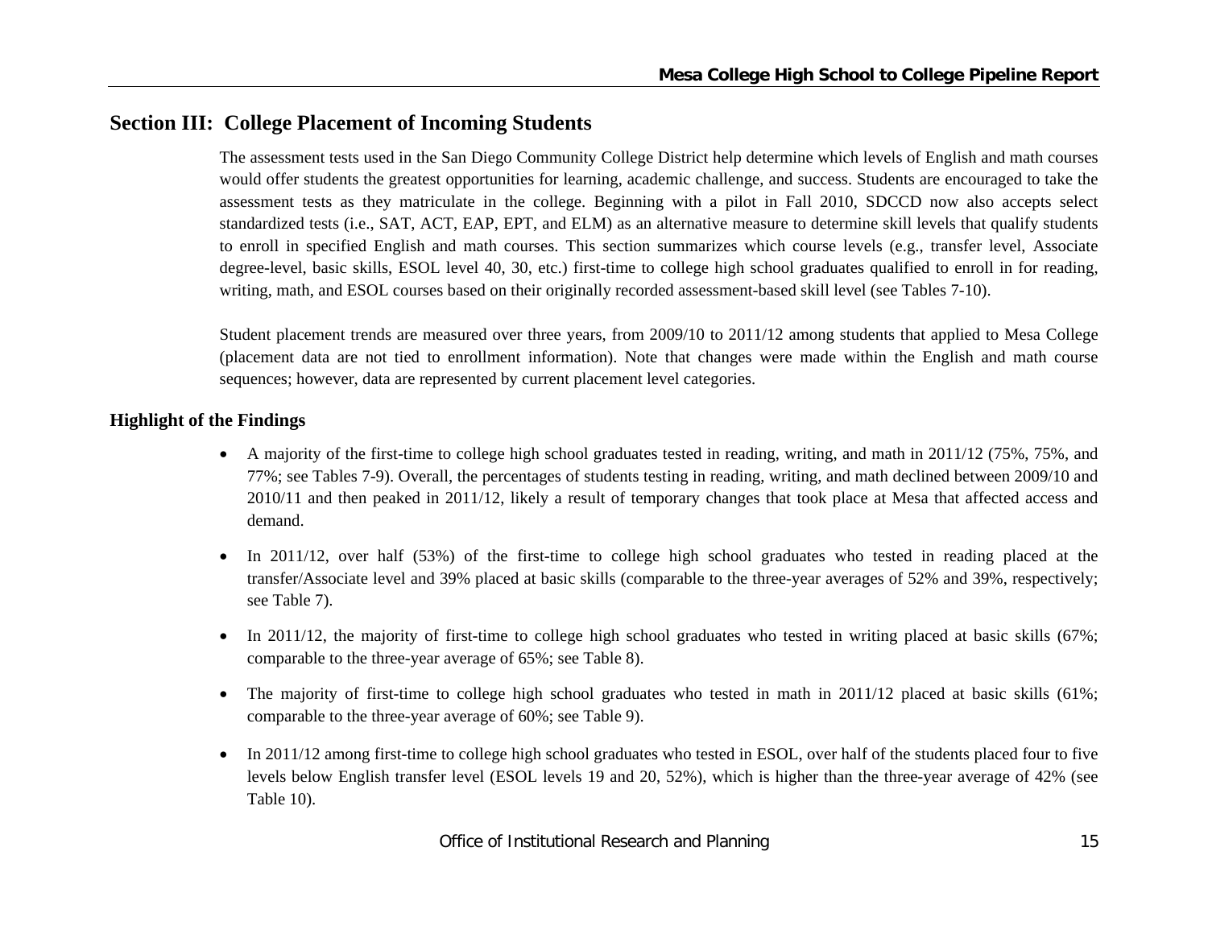## Section III: College Placement of Incoming Students

The assessment tests used in the San Diego Community College District help determine which levels of English and math courses would offer students the greatest opportunities for learning, academic challenge, and success. Students are encouraged to take the assessment tests as they matriculate in the college. Beginning with a pilot in Fall 2010, SDCCD now also accepts select standardized tests (i.e., SAT, ACT, EAP, EPT, and ELM) as an alternative measure to determine skill levels that qualify students to enroll in specified English and math courses. This section summarizes which course levels (e.g., transfer level, Associate degree-level, basic skills, ESOL level 40, 30, etc.) first-time to college high school graduates qualified to enroll in for reading, writing, math, and ESOL courses based on their originally recorded assessment-based skill level (see Tables 7-10).

Student placement trends are measured over three years, from 2009/10 to 2011/12 among students that applied to Mesa College (placement data are not tied to enrollment information). Note that changes were made within the English and math course sequences; however, data are represented by current placement level categories.

### Highlight of the Findings

- A majority of the first-time to college high school graduates tested in reading, writing, and math in 2011/12 (75%, 75%, and 77%; see Tables 7-9). Overall, the percentages of students testing in reading, writing, and math declined between 2009/10 and 2010/11 and then peaked in 2011/12, likely a result of temporary changes that took place at Mesa that affected access and demand.
- In 2011/12, over half (53%) of the first-time to college high school graduates who tested in reading placed at the transfer/Associate level and 39% placed at basic skills (comparable to the three-year averages of 52% and 39%, respectively; see Table 7).
- In 2011/12, the majority of first-time to college high school graduates who tested in writing placed at basic skills (67%; comparable to the three-year average of 65%; see Table 8).
- The majority of first-time to college high school graduates who tested in math in 2011/12 placed at basic skills (61%; comparable to the three-year average of 60%; see Table 9).
- In 2011/12 among first-time to college high school graduates who tested in ESOL, over half of the students placed four to five levels below English transfer level (ESOL levels 19 and 20, 52%), which is higher than the three-year average of 42% (see Table 10).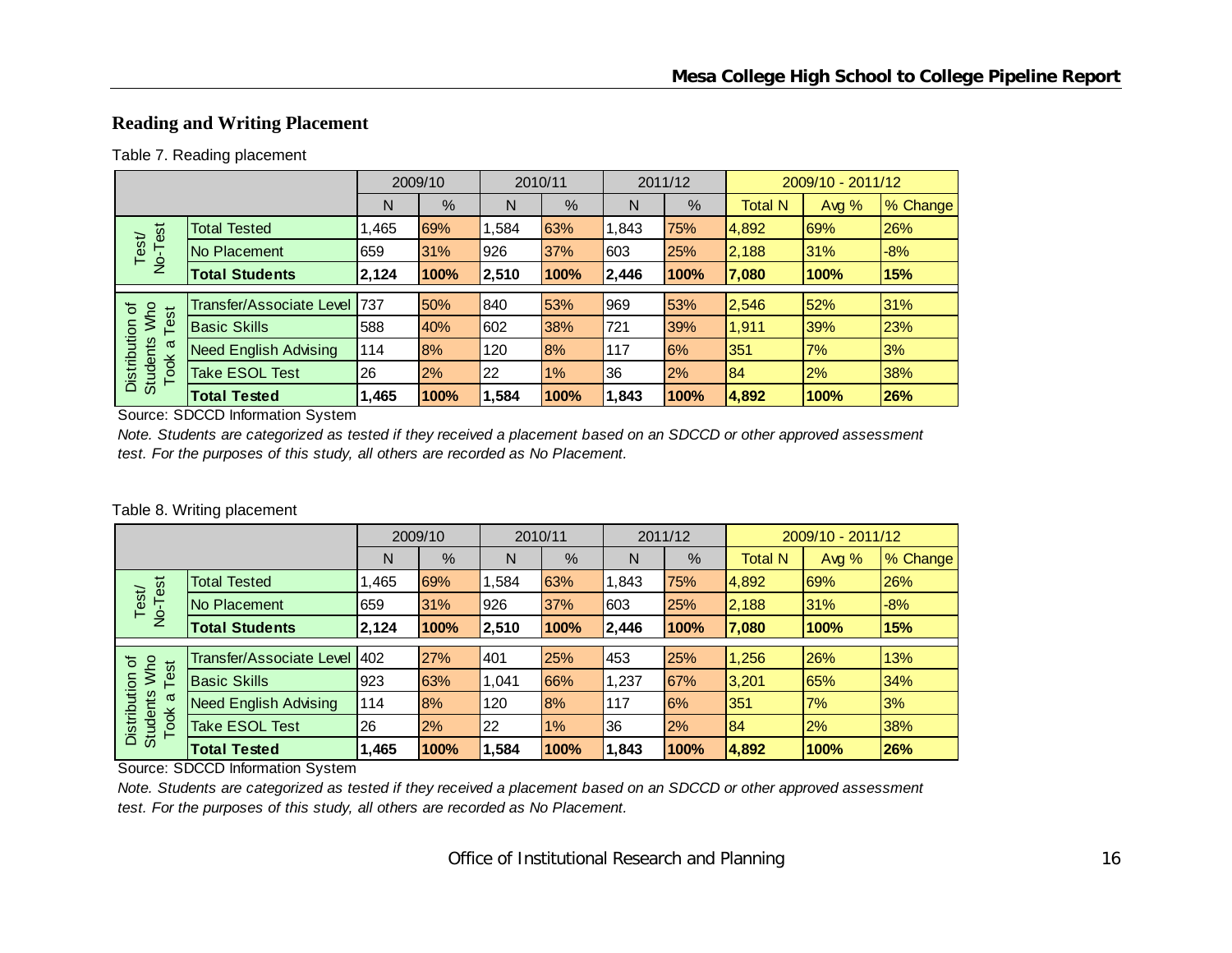## Reading and Writing Placement

Table 7. Reading placement

| | | 2009/10 | | 2010/11 | | 2011/12 | | 2009/10 - 2011/12 | | |
|---|---|---|---|---|---|---|---|---|---|---|
| | | N | % | N | % | N | % | Total N | Avg % | % Change |
| Test/ No-Test | Total Tested | 1,465 | 69% | 1,584 | 63% | 1,843 | 75% | 4,892 | 69% | 26% |
| | No Placement | 659 | 31% | 926 | 37% | 603 | 25% | 2,188 | 31% | -8% |
| | **Total Students** | **2,124** | **100%** | **2,510** | **100%** | **2,446** | **100%** | **7,080** | **100%** | **15%** |
| Distribution of Students Who Took a Test | Transfer/Associate Level | 737 | 50% | 840 | 53% | 969 | 53% | 2,546 | 52% | 31% |
| | Basic Skills | 588 | 40% | 602 | 38% | 721 | 39% | 1,911 | 39% | 23% |
| | Need English Advising | 114 | 8% | 120 | 8% | 117 | 6% | 351 | 7% | 3% |
| | Take ESOL Test | 26 | 2% | 22 | 1% | 36 | 2% | 84 | 2% | 38% |
| | **Total Tested** | **1,465** | **100%** | **1,584** | **100%** | **1,843** | **100%** | **4,892** | **100%** | **26%** |

Source: SDCCD Information System

*Note. Students are categorized as tested if they received a placement based on an SDCCD or other approved assessment test. For the purposes of this study, all others are recorded as No Placement.*

Table 8. Writing placement

| | | 2009/10 | | 2010/11 | | 2011/12 | | 2009/10 - 2011/12 | | |
|---|---|---|---|---|---|---|---|---|---|---|
| | | N | % | N | % | N | % | Total N | Avg % | % Change |
| Test/ No-Test | Total Tested | 1,465 | 69% | 1,584 | 63% | 1,843 | 75% | 4,892 | 69% | 26% |
| | No Placement | 659 | 31% | 926 | 37% | 603 | 25% | 2,188 | 31% | -8% |
| | **Total Students** | **2,124** | **100%** | **2,510** | **100%** | **2,446** | **100%** | **7,080** | **100%** | **15%** |
| Distribution of Students Who Took a Test | Transfer/Associate Level | 402 | 27% | 401 | 25% | 453 | 25% | 1,256 | 26% | 13% |
| | Basic Skills | 923 | 63% | 1,041 | 66% | 1,237 | 67% | 3,201 | 65% | 34% |
| | Need English Advising | 114 | 8% | 120 | 8% | 117 | 6% | 351 | 7% | 3% |
| | Take ESOL Test | 26 | 2% | 22 | 1% | 36 | 2% | 84 | 2% | 38% |
| | **Total Tested** | **1,465** | **100%** | **1,584** | **100%** | **1,843** | **100%** | **4,892** | **100%** | **26%** |

Source: SDCCD Information System

*Note. Students are categorized as tested if they received a placement based on an SDCCD or other approved assessment test. For the purposes of this study, all others are recorded as No Placement.*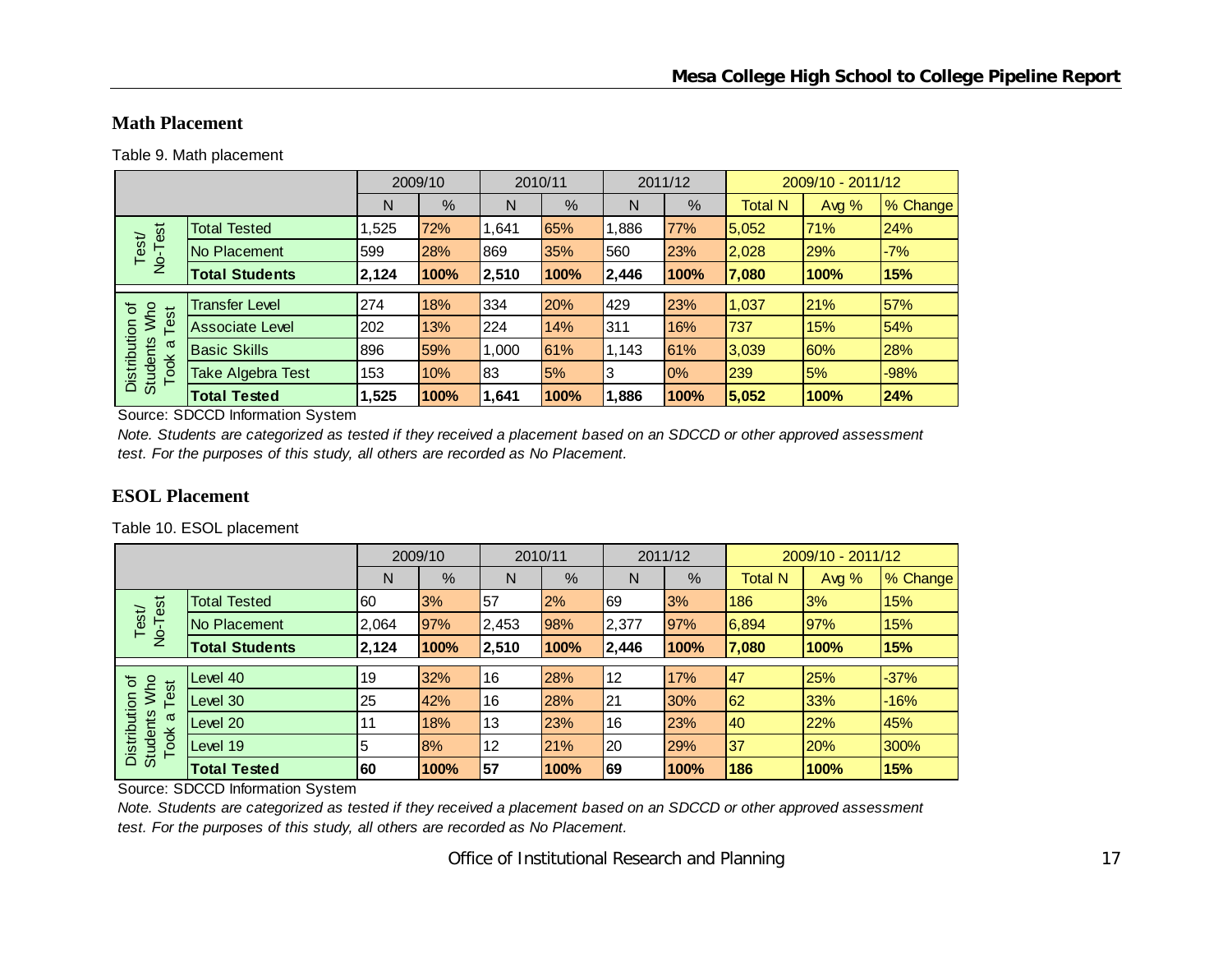## Math Placement

Table 9. Math placement

| | | 2009/10 | | 2010/11 | | 2011/12 | | 2009/10 - 2011/12 | | |
|---|---|---|---|---|---|---|---|---|---|---|
| | | N | % | N | % | N | % | Total N | Avg % | % Change |
| Test/ No-Test | Total Tested | 1,525 | 72% | 1,641 | 65% | 1,886 | 77% | 5,052 | 71% | 24% |
| | No Placement | 599 | 28% | 869 | 35% | 560 | 23% | 2,028 | 29% | -7% |
| | **Total Students** | **2,124** | **100%** | **2,510** | **100%** | **2,446** | **100%** | **7,080** | **100%** | **15%** |
| Distribution of Students Who Took a Test | Transfer Level | 274 | 18% | 334 | 20% | 429 | 23% | 1,037 | 21% | 57% |
| | Associate Level | 202 | 13% | 224 | 14% | 311 | 16% | 737 | 15% | 54% |
| | Basic Skills | 896 | 59% | 1,000 | 61% | 1,143 | 61% | 3,039 | 60% | 28% |
| | Take Algebra Test | 153 | 10% | 83 | 5% | 3 | 0% | 239 | 5% | -98% |
| | **Total Tested** | **1,525** | **100%** | **1,641** | **100%** | **1,886** | **100%** | **5,052** | **100%** | **24%** |

Source: SDCCD Information System

*Note. Students are categorized as tested if they received a placement based on an SDCCD or other approved assessment test. For the purposes of this study, all others are recorded as No Placement.*

## ESOL Placement

Table 10. ESOL placement

| | | 2009/10 | | 2010/11 | | 2011/12 | | 2009/10 - 2011/12 | | |
|---|---|---|---|---|---|---|---|---|---|---|
| | | N | % | N | % | N | % | Total N | Avg % | % Change |
| Test/ No-Test | Total Tested | 60 | 3% | 57 | 2% | 69 | 3% | 186 | 3% | 15% |
| | No Placement | 2,064 | 97% | 2,453 | 98% | 2,377 | 97% | 6,894 | 97% | 15% |
| | **Total Students** | **2,124** | **100%** | **2,510** | **100%** | **2,446** | **100%** | **7,080** | **100%** | **15%** |
| Distribution of Students Who Took a Test | Level 40 | 19 | 32% | 16 | 28% | 12 | 17% | 47 | 25% | -37% |
| | Level 30 | 25 | 42% | 16 | 28% | 21 | 30% | 62 | 33% | -16% |
| | Level 20 | 11 | 18% | 13 | 23% | 16 | 23% | 40 | 22% | 45% |
| | Level 19 | 5 | 8% | 12 | 21% | 20 | 29% | 37 | 20% | 300% |
| | **Total Tested** | **60** | **100%** | **57** | **100%** | **69** | **100%** | **186** | **100%** | **15%** |

Source: SDCCD Information System

*Note. Students are categorized as tested if they received a placement based on an SDCCD or other approved assessment test. For the purposes of this study, all others are recorded as No Placement.*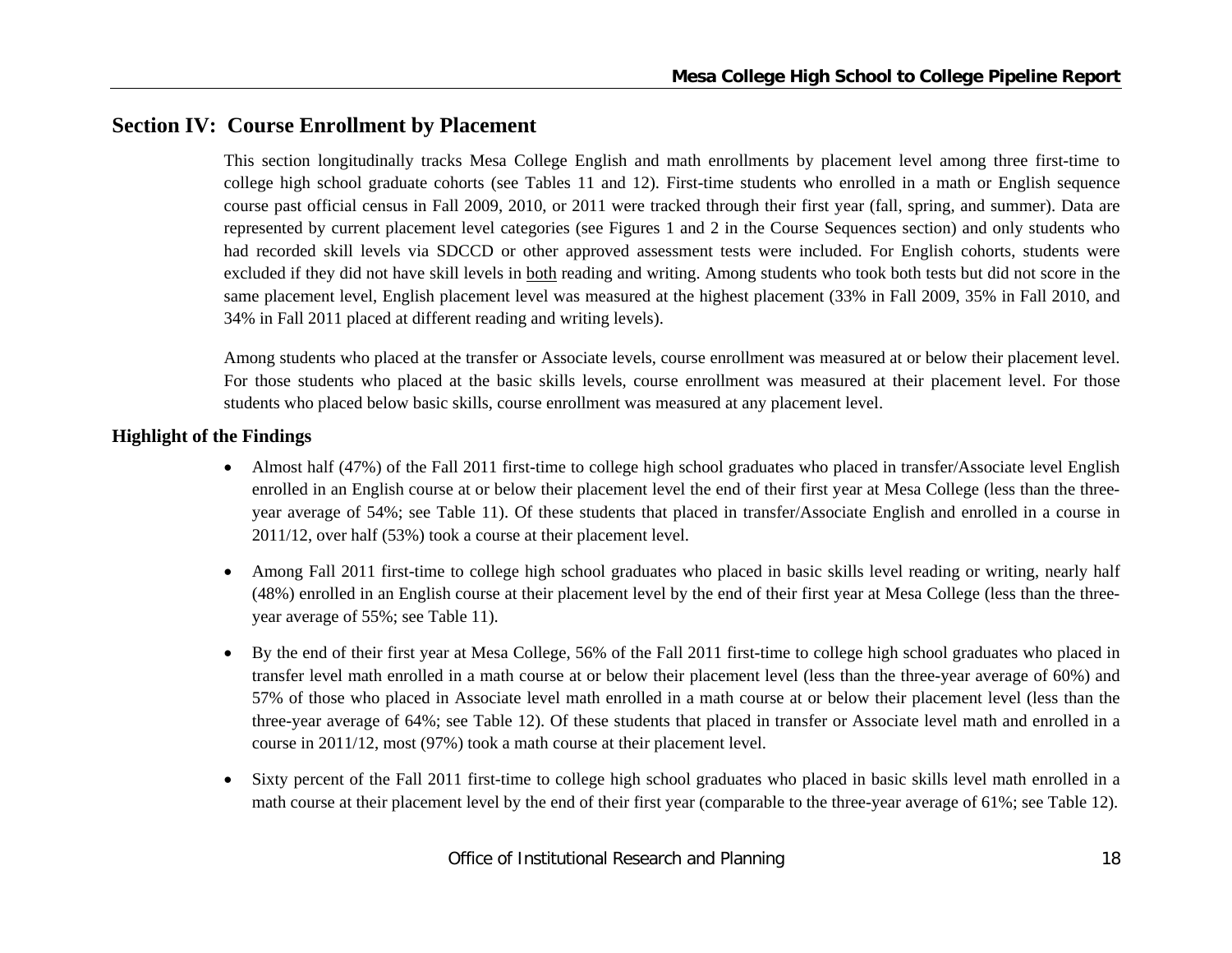## Section IV: Course Enrollment by Placement

This section longitudinally tracks Mesa College English and math enrollments by placement level among three first-time to college high school graduate cohorts (see Tables 11 and 12). First-time students who enrolled in a math or English sequence course past official census in Fall 2009, 2010, or 2011 were tracked through their first year (fall, spring, and summer). Data are represented by current placement level categories (see Figures 1 and 2 in the Course Sequences section) and only students who had recorded skill levels via SDCCD or other approved assessment tests were included. For English cohorts, students were excluded if they did not have skill levels in both reading and writing. Among students who took both tests but did not score in the same placement level, English placement level was measured at the highest placement (33% in Fall 2009, 35% in Fall 2010, and 34% in Fall 2011 placed at different reading and writing levels).

Among students who placed at the transfer or Associate levels, course enrollment was measured at or below their placement level. For those students who placed at the basic skills levels, course enrollment was measured at their placement level. For those students who placed below basic skills, course enrollment was measured at any placement level.

### Highlight of the Findings

- Almost half (47%) of the Fall 2011 first-time to college high school graduates who placed in transfer/Associate level English enrolled in an English course at or below their placement level the end of their first year at Mesa College (less than the three-year average of 54%; see Table 11). Of these students that placed in transfer/Associate English and enrolled in a course in 2011/12, over half (53%) took a course at their placement level.
- Among Fall 2011 first-time to college high school graduates who placed in basic skills level reading or writing, nearly half (48%) enrolled in an English course at their placement level by the end of their first year at Mesa College (less than the three-year average of 55%; see Table 11).
- By the end of their first year at Mesa College, 56% of the Fall 2011 first-time to college high school graduates who placed in transfer level math enrolled in a math course at or below their placement level (less than the three-year average of 60%) and 57% of those who placed in Associate level math enrolled in a math course at or below their placement level (less than the three-year average of 64%; see Table 12). Of these students that placed in transfer or Associate level math and enrolled in a course in 2011/12, most (97%) took a math course at their placement level.
- Sixty percent of the Fall 2011 first-time to college high school graduates who placed in basic skills level math enrolled in a math course at their placement level by the end of their first year (comparable to the three-year average of 61%; see Table 12).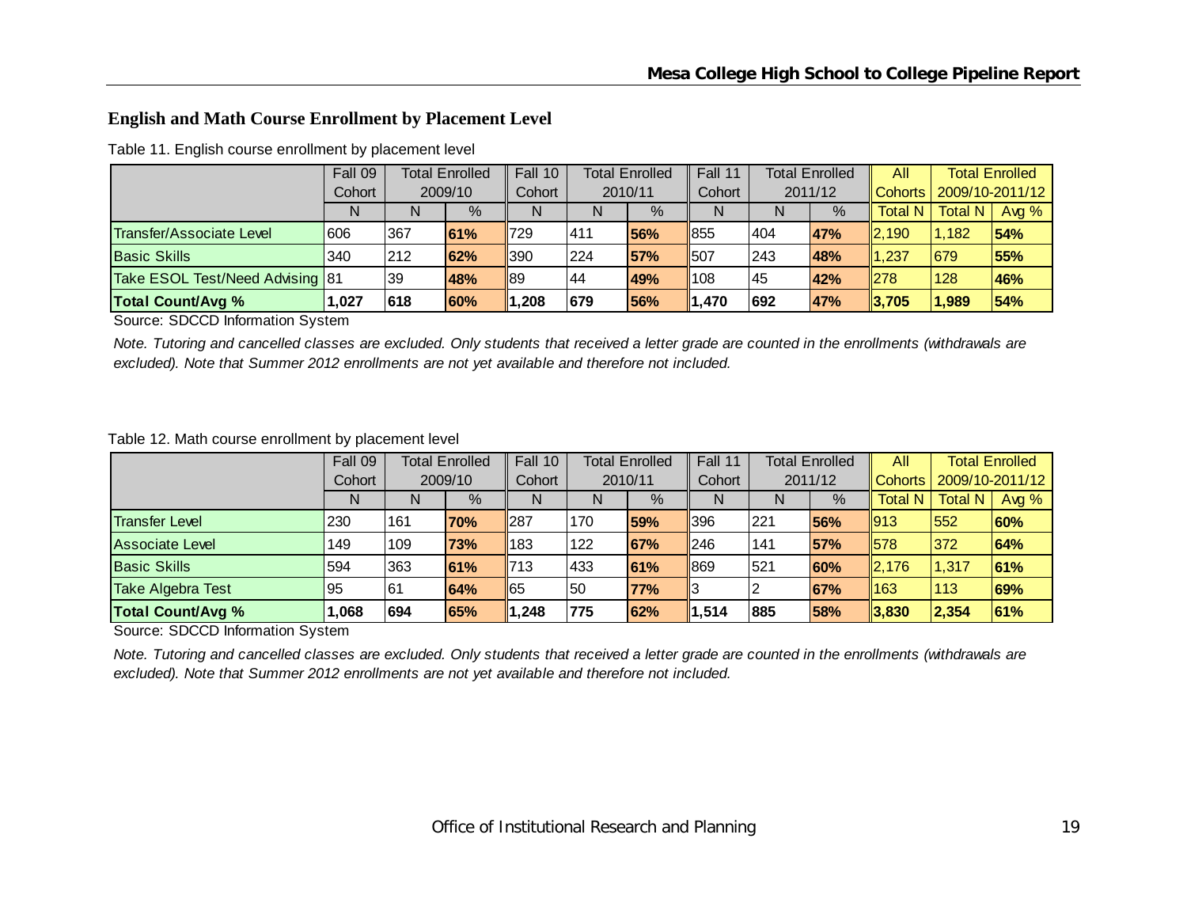## English and Math Course Enrollment by Placement Level

Table 11. English course enrollment by placement level

| | Fall 09 Cohort | Total Enrolled 2009/10 | | Fall 10 Cohort | Total Enrolled 2010/11 | | Fall 11 Cohort | Total Enrolled 2011/12 | | All Cohorts | Total Enrolled 2009/10-2011/12 | |
|---|---|---|---|---|---|---|---|---|---|---|---|---|
| | N | N | % | N | N | % | N | N | % | Total N | Total N | Avg % |
| Transfer/Associate Level | 606 | 367 | **61%** | 729 | 411 | **56%** | 855 | 404 | **47%** | 2,190 | 1,182 | **54%** |
| Basic Skills | 340 | 212 | **62%** | 390 | 224 | **57%** | 507 | 243 | **48%** | 1,237 | 679 | **55%** |
| Take ESOL Test/Need Advising | 81 | 39 | **48%** | 89 | 44 | **49%** | 108 | 45 | **42%** | 278 | 128 | **46%** |
| **Total Count/Avg %** | **1,027** | **618** | **60%** | **1,208** | **679** | **56%** | **1,470** | **692** | **47%** | **3,705** | **1,989** | **54%** |

Source: SDCCD Information System

*Note. Tutoring and cancelled classes are excluded. Only students that received a letter grade are counted in the enrollments (withdrawals are excluded). Note that Summer 2012 enrollments are not yet available and therefore not included.*

Table 12. Math course enrollment by placement level

| | Fall 09 Cohort | Total Enrolled 2009/10 | | Fall 10 Cohort | Total Enrolled 2010/11 | | Fall 11 Cohort | Total Enrolled 2011/12 | | All Cohorts | Total Enrolled 2009/10-2011/12 | |
|---|---|---|---|---|---|---|---|---|---|---|---|---|
| | N | N | % | N | N | % | N | N | % | Total N | Total N | Avg % |
| Transfer Level | 230 | 161 | **70%** | 287 | 170 | **59%** | 396 | 221 | **56%** | 913 | 552 | **60%** |
| Associate Level | 149 | 109 | **73%** | 183 | 122 | **67%** | 246 | 141 | **57%** | 578 | 372 | **64%** |
| Basic Skills | 594 | 363 | **61%** | 713 | 433 | **61%** | 869 | 521 | **60%** | 2,176 | 1,317 | **61%** |
| Take Algebra Test | 95 | 61 | **64%** | 65 | 50 | **77%** | 3 | 2 | **67%** | 163 | 113 | **69%** |
| **Total Count/Avg %** | **1,068** | **694** | **65%** | **1,248** | **775** | **62%** | **1,514** | **885** | **58%** | **3,830** | **2,354** | **61%** |

Source: SDCCD Information System

*Note. Tutoring and cancelled classes are excluded. Only students that received a letter grade are counted in the enrollments (withdrawals are excluded). Note that Summer 2012 enrollments are not yet available and therefore not included.*